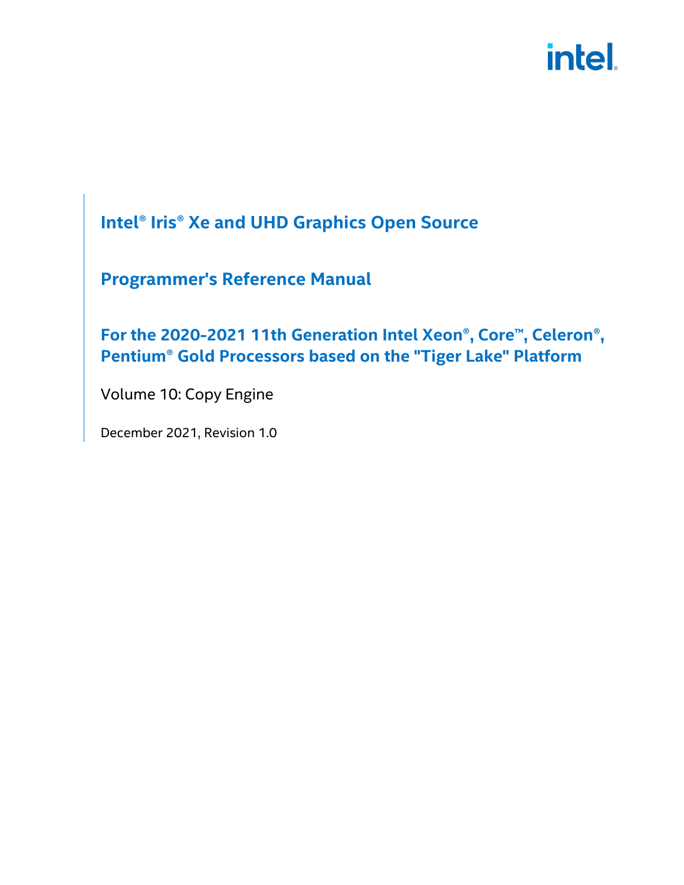# Intel® Iris® Xe and UHD Graphics Open Source

# Programmer's Reference Manual

## For the 2020-2021 11th Generation Intel Xeon®, Core™, Celeron®, Pentium® Gold Processors based on the "Tiger Lake" Platform

Volume 10: Copy Engine

December 2021, Revision 1.0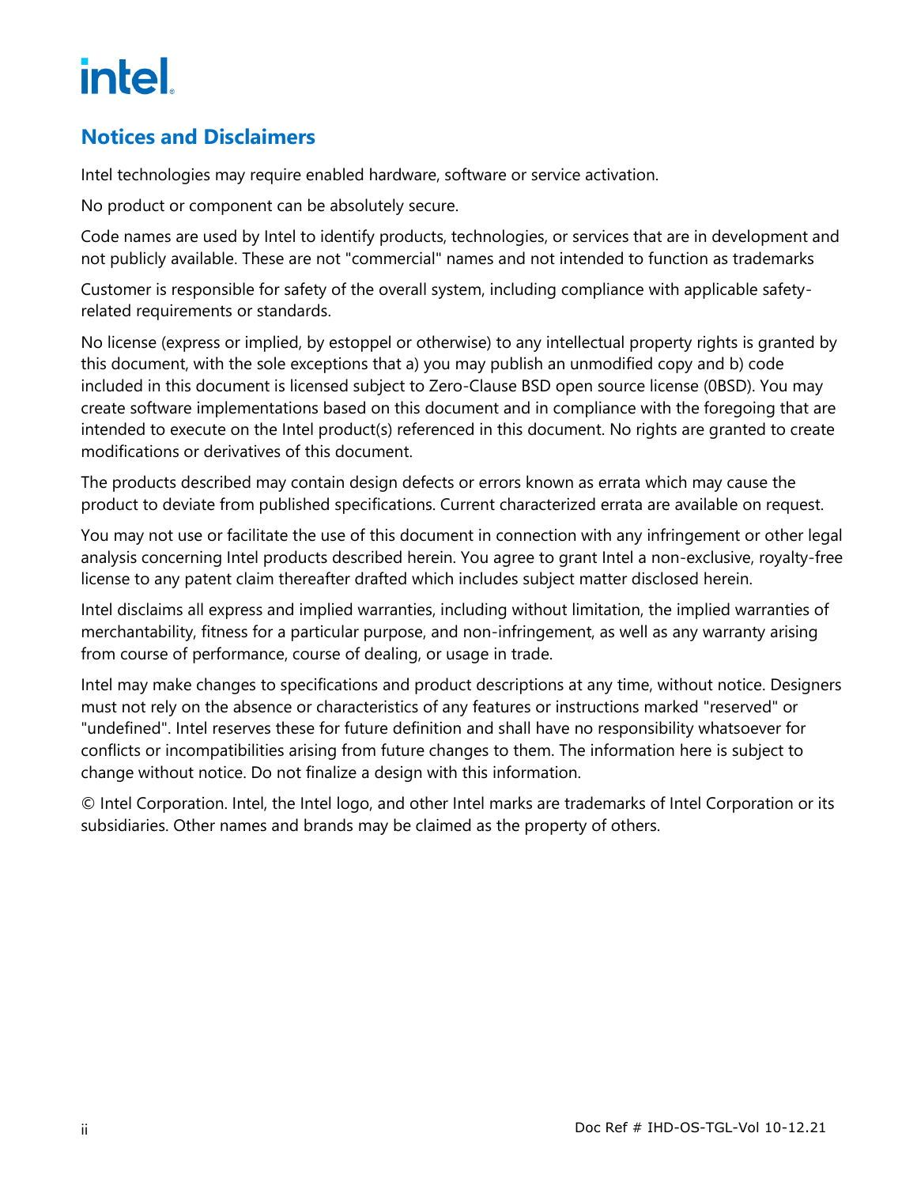## Notices and Disclaimers

Intel technologies may require enabled hardware, software or service activation.

No product or component can be absolutely secure.

Code names are used by Intel to identify products, technologies, or services that are in development and not publicly available. These are not "commercial" names and not intended to function as trademarks

Customer is responsible for safety of the overall system, including compliance with applicable safety-related requirements or standards.

No license (express or implied, by estoppel or otherwise) to any intellectual property rights is granted by this document, with the sole exceptions that a) you may publish an unmodified copy and b) code included in this document is licensed subject to Zero-Clause BSD open source license (0BSD). You may create software implementations based on this document and in compliance with the foregoing that are intended to execute on the Intel product(s) referenced in this document. No rights are granted to create modifications or derivatives of this document.

The products described may contain design defects or errors known as errata which may cause the product to deviate from published specifications. Current characterized errata are available on request.

You may not use or facilitate the use of this document in connection with any infringement or other legal analysis concerning Intel products described herein. You agree to grant Intel a non-exclusive, royalty-free license to any patent claim thereafter drafted which includes subject matter disclosed herein.

Intel disclaims all express and implied warranties, including without limitation, the implied warranties of merchantability, fitness for a particular purpose, and non-infringement, as well as any warranty arising from course of performance, course of dealing, or usage in trade.

Intel may make changes to specifications and product descriptions at any time, without notice. Designers must not rely on the absence or characteristics of any features or instructions marked "reserved" or "undefined". Intel reserves these for future definition and shall have no responsibility whatsoever for conflicts or incompatibilities arising from future changes to them. The information here is subject to change without notice. Do not finalize a design with this information.

© Intel Corporation. Intel, the Intel logo, and other Intel marks are trademarks of Intel Corporation or its subsidiaries. Other names and brands may be claimed as the property of others.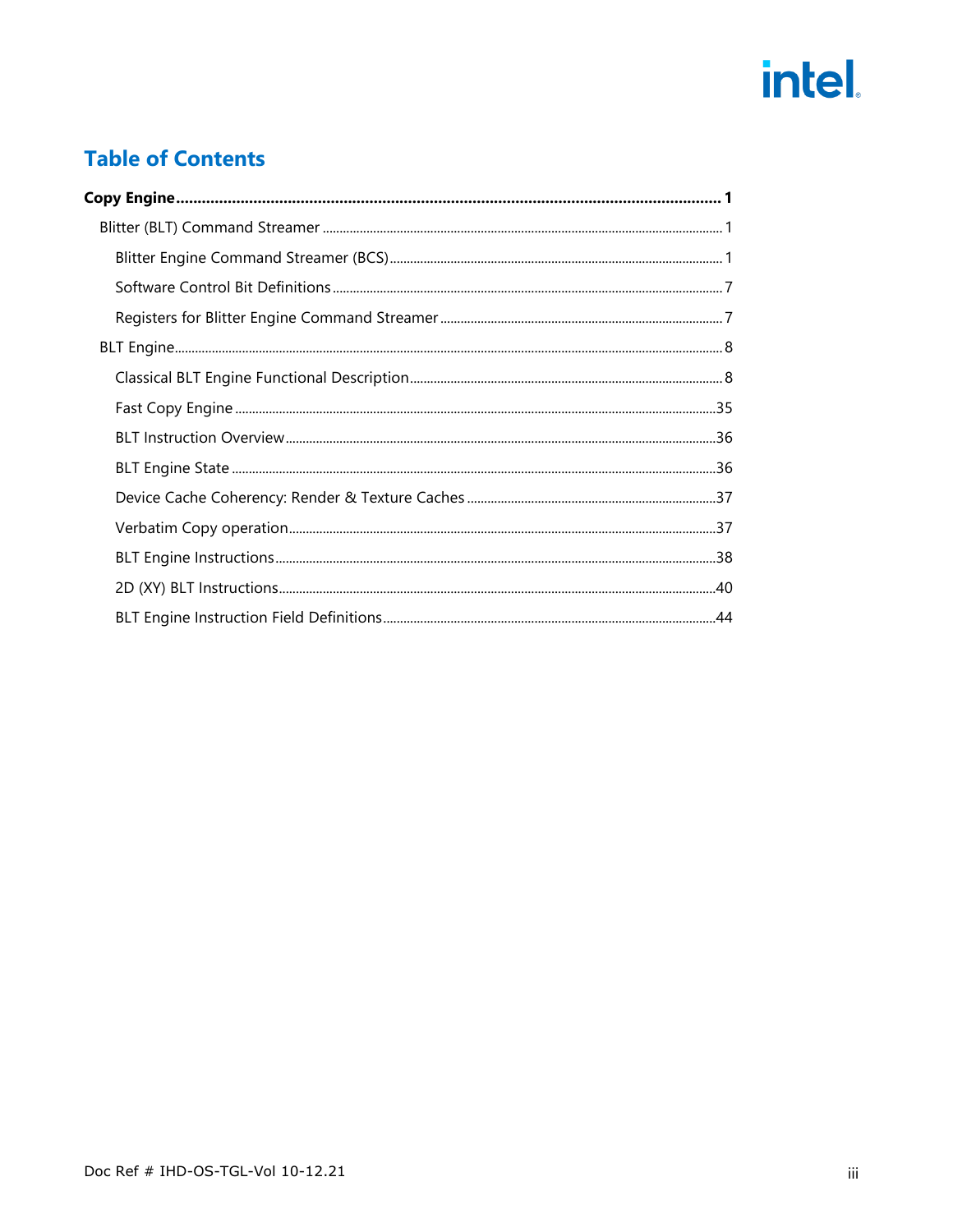# Table of Contents

**Copy Engine ....................................................................................................................... 1**

- Blitter (BLT) Command Streamer ........................................................................................... 1
  - Blitter Engine Command Streamer (BCS) ........................................................................... 1
  - Software Control Bit Definitions ........................................................................................... 7
  - Registers for Blitter Engine Command Streamer ................................................................. 7
- BLT Engine ............................................................................................................................. 8
  - Classical BLT Engine Functional Description ....................................................................... 8
  - Fast Copy Engine ............................................................................................................... 35
  - BLT Instruction Overview ................................................................................................... 36
  - BLT Engine State ............................................................................................................... 36
  - Device Cache Coherency: Render & Texture Caches .......................................................... 37
  - Verbatim Copy operation .................................................................................................... 37
  - BLT Engine Instructions ..................................................................................................... 38
  - 2D (XY) BLT Instructions .................................................................................................... 40
  - BLT Engine Instruction Field Definitions ............................................................................. 44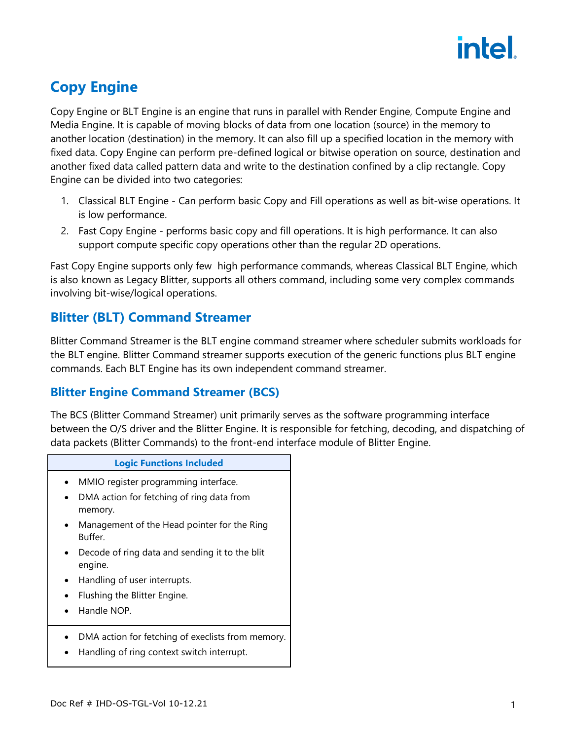# Copy Engine

Copy Engine or BLT Engine is an engine that runs in parallel with Render Engine, Compute Engine and Media Engine. It is capable of moving blocks of data from one location (source) in the memory to another location (destination) in the memory. It can also fill up a specified location in the memory with fixed data. Copy Engine can perform pre-defined logical or bitwise operation on source, destination and another fixed data called pattern data and write to the destination confined by a clip rectangle. Copy Engine can be divided into two categories:

1. Classical BLT Engine - Can perform basic Copy and Fill operations as well as bit-wise operations. It is low performance.
2. Fast Copy Engine - performs basic copy and fill operations. It is high performance. It can also support compute specific copy operations other than the regular 2D operations.

Fast Copy Engine supports only few high performance commands, whereas Classical BLT Engine, which is also known as Legacy Blitter, supports all others command, including some very complex commands involving bit-wise/logical operations.

## Blitter (BLT) Command Streamer

Blitter Command Streamer is the BLT engine command streamer where scheduler submits workloads for the BLT engine. Blitter Command streamer supports execution of the generic functions plus BLT engine commands. Each BLT Engine has its own independent command streamer.

## Blitter Engine Command Streamer (BCS)

The BCS (Blitter Command Streamer) unit primarily serves as the software programming interface between the O/S driver and the Blitter Engine. It is responsible for fetching, decoding, and dispatching of data packets (Blitter Commands) to the front-end interface module of Blitter Engine.

| Logic Functions Included |
| --- |
| • MMIO register programming interface.<br>• DMA action for fetching of ring data from memory.<br>• Management of the Head pointer for the Ring Buffer.<br>• Decode of ring data and sending it to the blit engine.<br>• Handling of user interrupts.<br>• Flushing the Blitter Engine.<br>• Handle NOP. |
| • DMA action for fetching of execlists from memory.<br>• Handling of ring context switch interrupt. |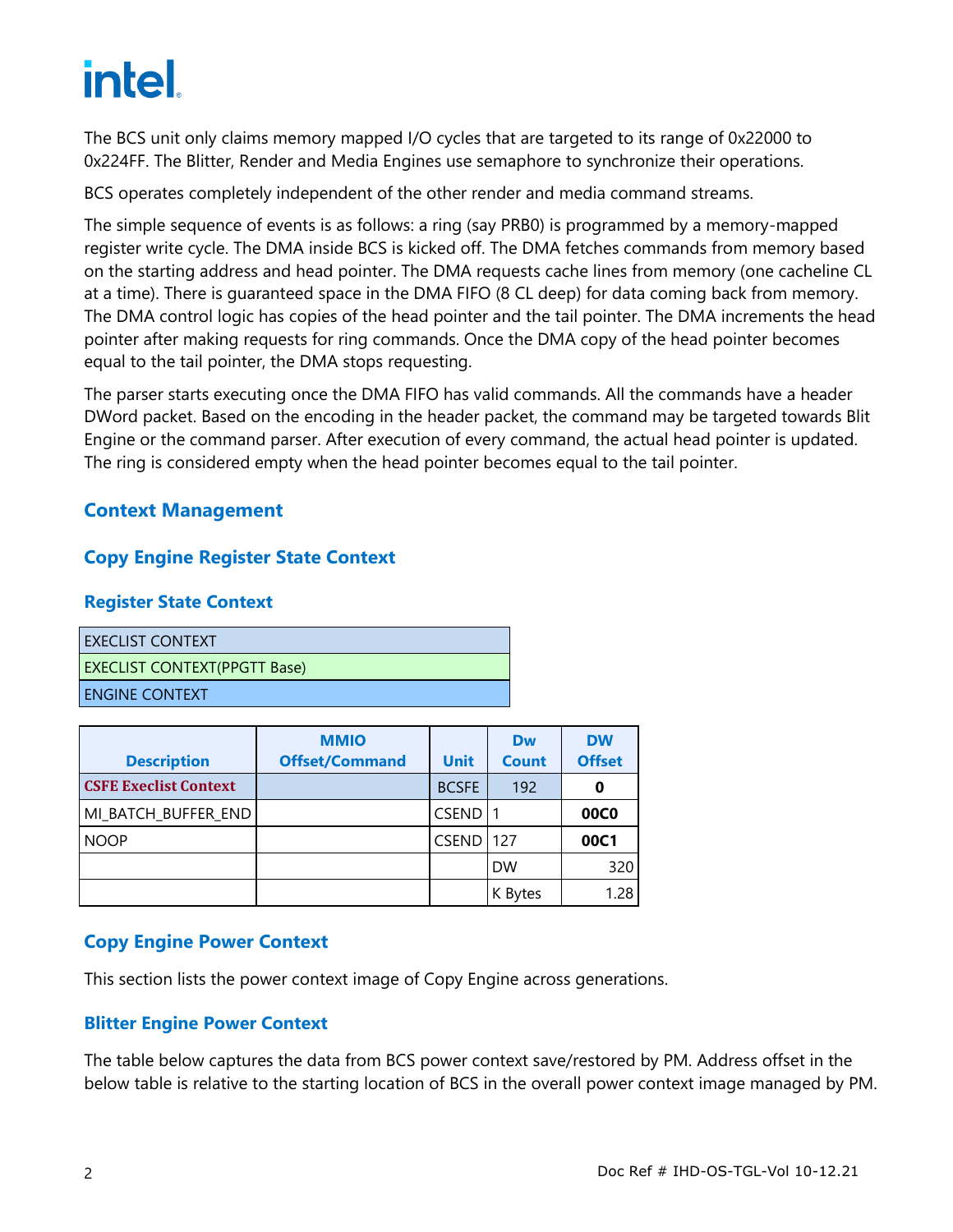The BCS unit only claims memory mapped I/O cycles that are targeted to its range of 0x22000 to 0x224FF. The Blitter, Render and Media Engines use semaphore to synchronize their operations.

BCS operates completely independent of the other render and media command streams.

The simple sequence of events is as follows: a ring (say PRB0) is programmed by a memory-mapped register write cycle. The DMA inside BCS is kicked off. The DMA fetches commands from memory based on the starting address and head pointer. The DMA requests cache lines from memory (one cacheline CL at a time). There is guaranteed space in the DMA FIFO (8 CL deep) for data coming back from memory. The DMA control logic has copies of the head pointer and the tail pointer. The DMA increments the head pointer after making requests for ring commands. Once the DMA copy of the head pointer becomes equal to the tail pointer, the DMA stops requesting.

The parser starts executing once the DMA FIFO has valid commands. All the commands have a header DWord packet. Based on the encoding in the header packet, the command may be targeted towards Blit Engine or the command parser. After execution of every command, the actual head pointer is updated. The ring is considered empty when the head pointer becomes equal to the tail pointer.

## Context Management

### Copy Engine Register State Context

#### Register State Context

| EXECLIST CONTEXT |
|---|
| EXECLIST CONTEXT(PPGTT Base) |
| ENGINE CONTEXT |

| Description | MMIO Offset/Command | Unit | Dw Count | DW Offset |
|---|---|---|---|---|
| **CSFE Execlist Context** | | BCSFE | 192 | **0** |
| MI_BATCH_BUFFER_END | | CSEND | 1 | **00C0** |
| NOOP | | CSEND | 127 | **00C1** |
| | | | DW | 320 |
| | | | K Bytes | 1.28 |

### Copy Engine Power Context

This section lists the power context image of Copy Engine across generations.

#### Blitter Engine Power Context

The table below captures the data from BCS power context save/restored by PM. Address offset in the below table is relative to the starting location of BCS in the overall power context image managed by PM.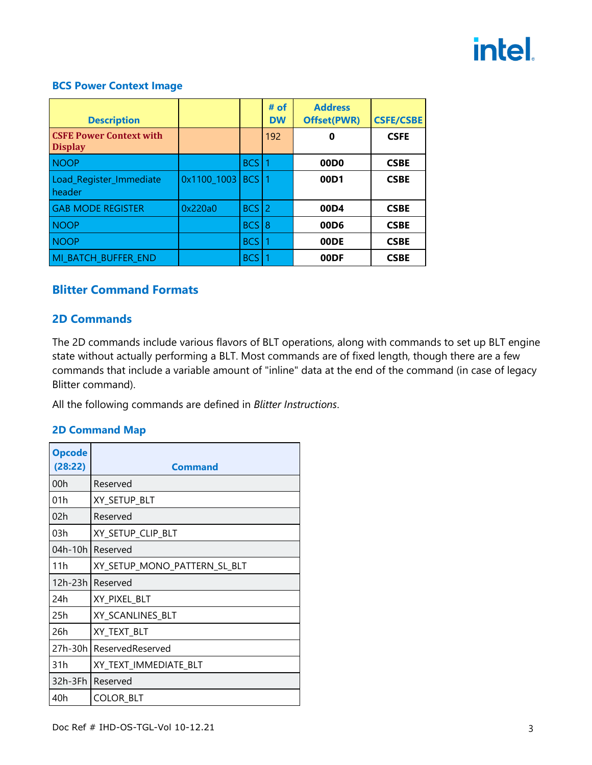### BCS Power Context Image

| Description | | | # of DW | Address Offset(PWR) | CSFE/CSBE |
|---|---|---|---|---|---|
| **CSFE Power Context with Display** | | | 192 | **0** | **CSFE** |
| NOOP | | BCS | 1 | **00D0** | **CSBE** |
| Load_Register_Immediate header | 0x1100_1003 | BCS | 1 | **00D1** | **CSBE** |
| GAB MODE REGISTER | 0x220a0 | BCS | 2 | **00D4** | **CSBE** |
| NOOP | | BCS | 8 | **00D6** | **CSBE** |
| NOOP | | BCS | 1 | **00DE** | **CSBE** |
| MI_BATCH_BUFFER_END | | BCS | 1 | **00DF** | **CSBE** |

## Blitter Command Formats

## 2D Commands

The 2D commands include various flavors of BLT operations, along with commands to set up BLT engine state without actually performing a BLT. Most commands are of fixed length, though there are a few commands that include a variable amount of "inline" data at the end of the command (in case of legacy Blitter command).

All the following commands are defined in *Blitter Instructions*.

### 2D Command Map

| Opcode (28:22) | Command |
|---|---|
| 00h | Reserved |
| 01h | XY_SETUP_BLT |
| 02h | Reserved |
| 03h | XY_SETUP_CLIP_BLT |
| 04h-10h | Reserved |
| 11h | XY_SETUP_MONO_PATTERN_SL_BLT |
| 12h-23h | Reserved |
| 24h | XY_PIXEL_BLT |
| 25h | XY_SCANLINES_BLT |
| 26h | XY_TEXT_BLT |
| 27h-30h | ReservedReserved |
| 31h | XY_TEXT_IMMEDIATE_BLT |
| 32h-3Fh | Reserved |
| 40h | COLOR_BLT |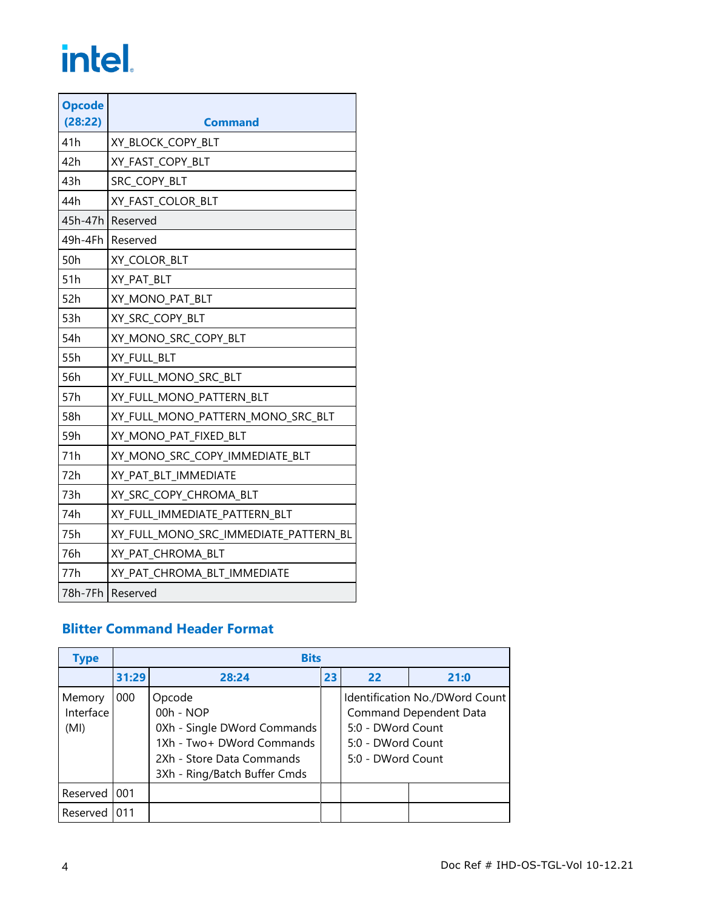| Opcode (28:22) | Command |
|---|---|
| 41h | XY_BLOCK_COPY_BLT |
| 42h | XY_FAST_COPY_BLT |
| 43h | SRC_COPY_BLT |
| 44h | XY_FAST_COLOR_BLT |
| 45h-47h | Reserved |
| 49h-4Fh | Reserved |
| 50h | XY_COLOR_BLT |
| 51h | XY_PAT_BLT |
| 52h | XY_MONO_PAT_BLT |
| 53h | XY_SRC_COPY_BLT |
| 54h | XY_MONO_SRC_COPY_BLT |
| 55h | XY_FULL_BLT |
| 56h | XY_FULL_MONO_SRC_BLT |
| 57h | XY_FULL_MONO_PATTERN_BLT |
| 58h | XY_FULL_MONO_PATTERN_MONO_SRC_BLT |
| 59h | XY_MONO_PAT_FIXED_BLT |
| 71h | XY_MONO_SRC_COPY_IMMEDIATE_BLT |
| 72h | XY_PAT_BLT_IMMEDIATE |
| 73h | XY_SRC_COPY_CHROMA_BLT |
| 74h | XY_FULL_IMMEDIATE_PATTERN_BLT |
| 75h | XY_FULL_MONO_SRC_IMMEDIATE_PATTERN_BL |
| 76h | XY_PAT_CHROMA_BLT |
| 77h | XY_PAT_CHROMA_BLT_IMMEDIATE |
| 78h-7Fh | Reserved |

## Blitter Command Header Format

| Type | Bits | | | | |
|---|---|---|---|---|---|
| | 31:29 | 28:24 | 23 | 22 | 21:0 |
| Memory Interface (MI) | 000 | Opcode<br>00h - NOP<br>0Xh - Single DWord Commands<br>1Xh - Two+ DWord Commands<br>2Xh - Store Data Commands<br>3Xh - Ring/Batch Buffer Cmds | | Identification No./DWord Count<br>Command Dependent Data<br>5:0 - DWord Count<br>5:0 - DWord Count<br>5:0 - DWord Count | |
| Reserved | 001 | | | | |
| Reserved | 011 | | | | |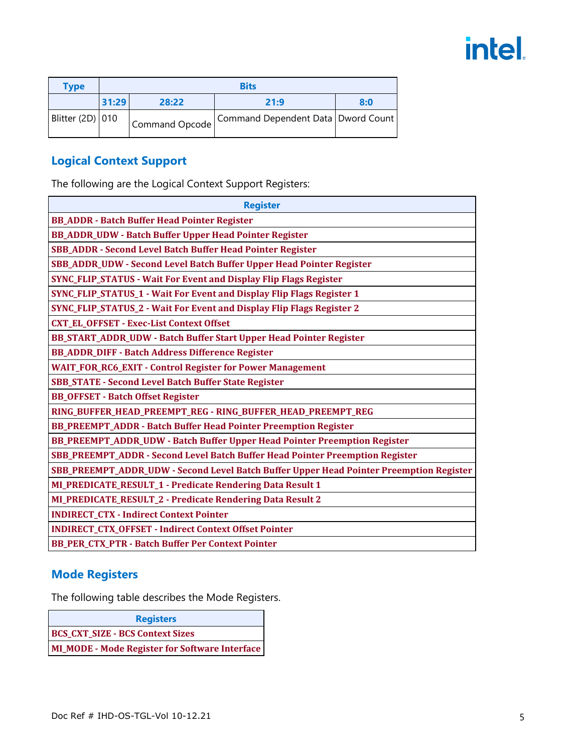| Type | Bits | | | |
|---|---|---|---|---|
| | 31:29 | 28:22 | 21:9 | 8:0 |
| Blitter (2D) | 010 | Command Opcode | Command Dependent Data | Dword Count |

## Logical Context Support

The following are the Logical Context Support Registers:

| Register |
|---|
| BB_ADDR - Batch Buffer Head Pointer Register |
| BB_ADDR_UDW - Batch Buffer Upper Head Pointer Register |
| SBB_ADDR - Second Level Batch Buffer Head Pointer Register |
| SBB_ADDR_UDW - Second Level Batch Buffer Upper Head Pointer Register |
| SYNC_FLIP_STATUS - Wait For Event and Display Flip Flags Register |
| SYNC_FLIP_STATUS_1 - Wait For Event and Display Flip Flags Register 1 |
| SYNC_FLIP_STATUS_2 - Wait For Event and Display Flip Flags Register 2 |
| CXT_EL_OFFSET - Exec-List Context Offset |
| BB_START_ADDR_UDW - Batch Buffer Start Upper Head Pointer Register |
| BB_ADDR_DIFF - Batch Address Difference Register |
| WAIT_FOR_RC6_EXIT - Control Register for Power Management |
| SBB_STATE - Second Level Batch Buffer State Register |
| BB_OFFSET - Batch Offset Register |
| RING_BUFFER_HEAD_PREEMPT_REG - RING_BUFFER_HEAD_PREEMPT_REG |
| BB_PREEMPT_ADDR - Batch Buffer Head Pointer Preemption Register |
| BB_PREEMPT_ADDR_UDW - Batch Buffer Upper Head Pointer Preemption Register |
| SBB_PREEMPT_ADDR - Second Level Batch Buffer Head Pointer Preemption Register |
| SBB_PREEMPT_ADDR_UDW - Second Level Batch Buffer Upper Head Pointer Preemption Register |
| MI_PREDICATE_RESULT_1 - Predicate Rendering Data Result 1 |
| MI_PREDICATE_RESULT_2 - Predicate Rendering Data Result 2 |
| INDIRECT_CTX - Indirect Context Pointer |
| INDIRECT_CTX_OFFSET - Indirect Context Offset Pointer |
| BB_PER_CTX_PTR - Batch Buffer Per Context Pointer |

## Mode Registers

The following table describes the Mode Registers.

| Registers |
|---|
| BCS_CXT_SIZE - BCS Context Sizes |
| MI_MODE - Mode Register for Software Interface |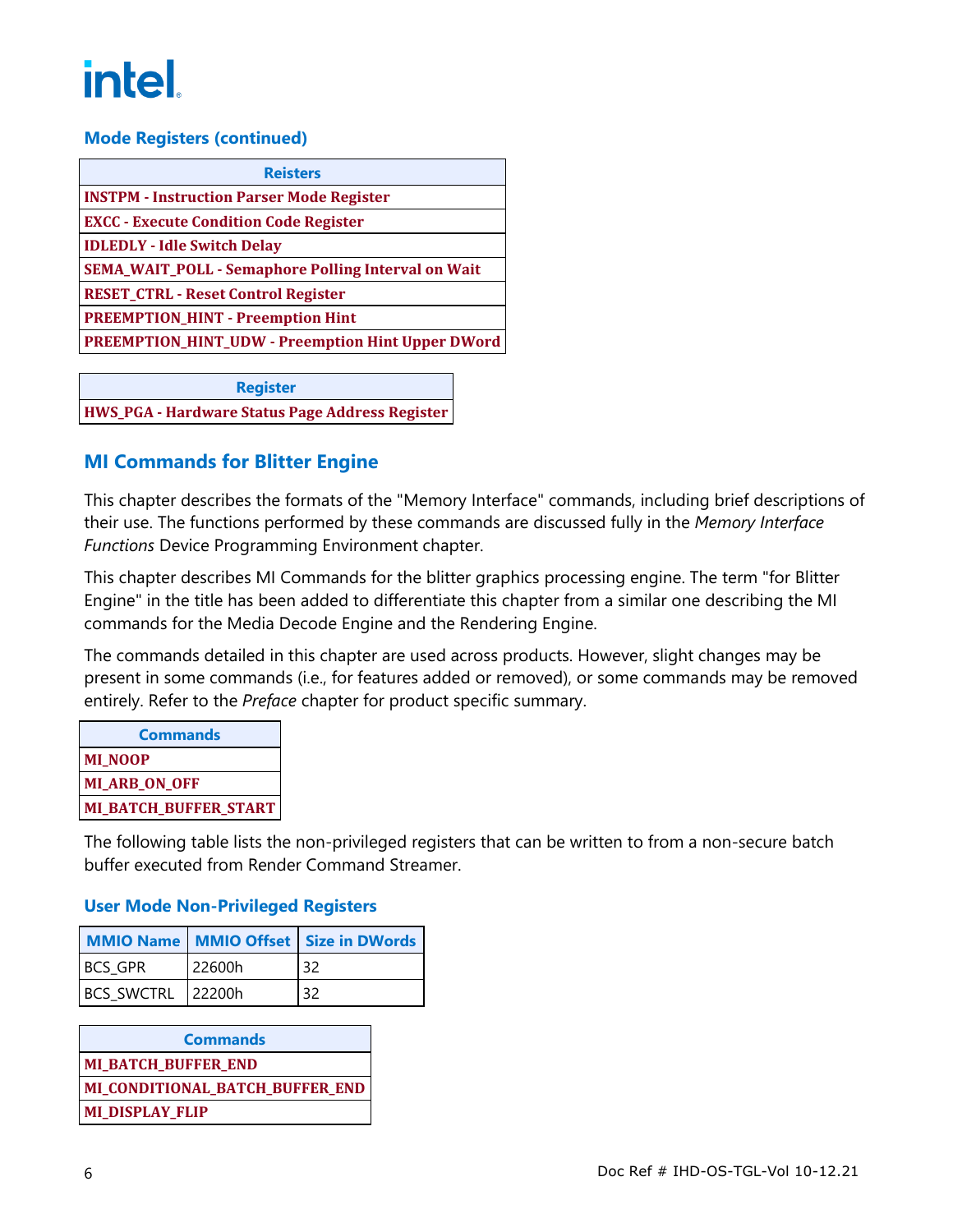### Mode Registers (continued)

| Reisters |
|---|
| INSTPM - Instruction Parser Mode Register |
| EXCC - Execute Condition Code Register |
| IDLEDLY - Idle Switch Delay |
| SEMA_WAIT_POLL - Semaphore Polling Interval on Wait |
| RESET_CTRL - Reset Control Register |
| PREEMPTION_HINT - Preemption Hint |
| PREEMPTION_HINT_UDW - Preemption Hint Upper DWord |

| Register |
|---|
| HWS_PGA - Hardware Status Page Address Register |

## MI Commands for Blitter Engine

This chapter describes the formats of the "Memory Interface" commands, including brief descriptions of their use. The functions performed by these commands are discussed fully in the *Memory Interface Functions* Device Programming Environment chapter.

This chapter describes MI Commands for the blitter graphics processing engine. The term "for Blitter Engine" in the title has been added to differentiate this chapter from a similar one describing the MI commands for the Media Decode Engine and the Rendering Engine.

The commands detailed in this chapter are used across products. However, slight changes may be present in some commands (i.e., for features added or removed), or some commands may be removed entirely. Refer to the *Preface* chapter for product specific summary.

| Commands |
|---|
| MI_NOOP |
| MI_ARB_ON_OFF |
| MI_BATCH_BUFFER_START |

The following table lists the non-privileged registers that can be written to from a non-secure batch buffer executed from Render Command Streamer.

### User Mode Non-Privileged Registers

| MMIO Name | MMIO Offset | Size in DWords |
|---|---|---|
| BCS_GPR | 22600h | 32 |
| BCS_SWCTRL | 22200h | 32 |

| Commands |
|---|
| MI_BATCH_BUFFER_END |
| MI_CONDITIONAL_BATCH_BUFFER_END |
| MI_DISPLAY_FLIP |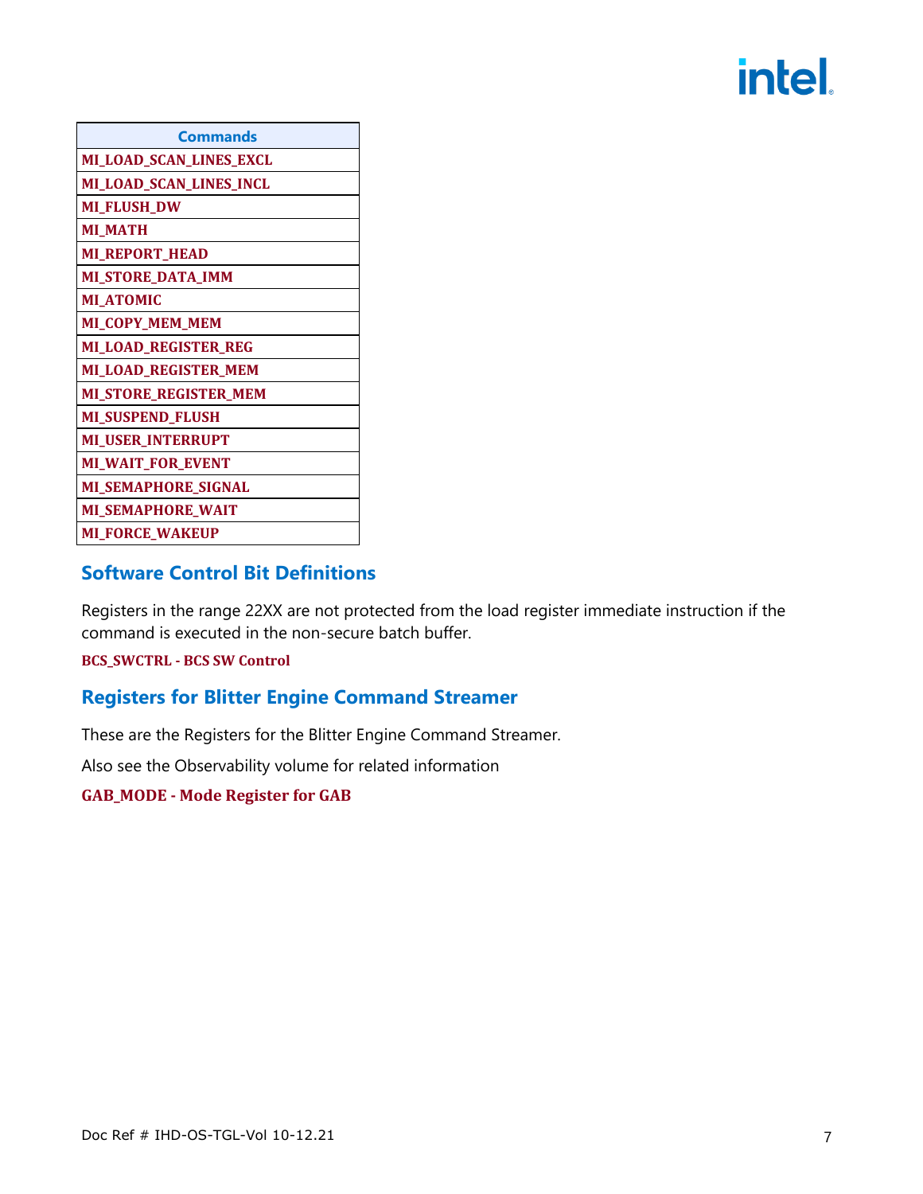| Commands |
| --- |
| MI_LOAD_SCAN_LINES_EXCL |
| MI_LOAD_SCAN_LINES_INCL |
| MI_FLUSH_DW |
| MI_MATH |
| MI_REPORT_HEAD |
| MI_STORE_DATA_IMM |
| MI_ATOMIC |
| MI_COPY_MEM_MEM |
| MI_LOAD_REGISTER_REG |
| MI_LOAD_REGISTER_MEM |
| MI_STORE_REGISTER_MEM |
| MI_SUSPEND_FLUSH |
| MI_USER_INTERRUPT |
| MI_WAIT_FOR_EVENT |
| MI_SEMAPHORE_SIGNAL |
| MI_SEMAPHORE_WAIT |
| MI_FORCE_WAKEUP |

## Software Control Bit Definitions

Registers in the range 22XX are not protected from the load register immediate instruction if the command is executed in the non-secure batch buffer.

**BCS_SWCTRL - BCS SW Control**

## Registers for Blitter Engine Command Streamer

These are the Registers for the Blitter Engine Command Streamer.

Also see the Observability volume for related information

**GAB_MODE - Mode Register for GAB**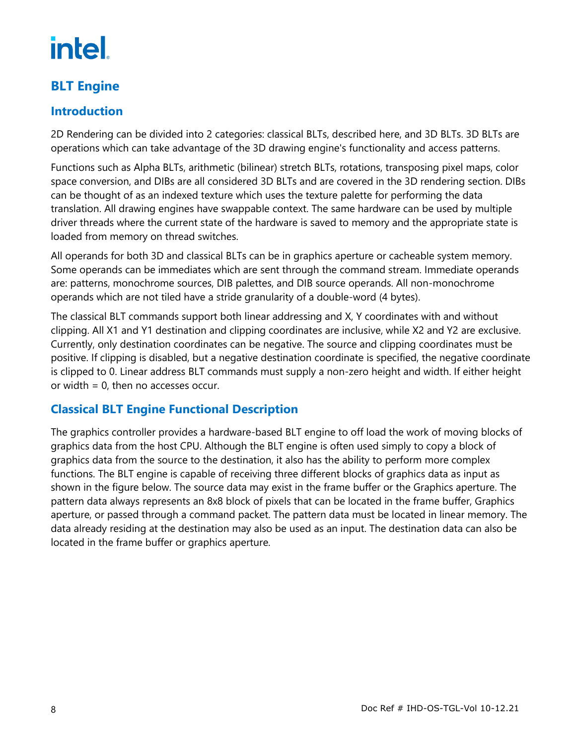# BLT Engine

## Introduction

2D Rendering can be divided into 2 categories: classical BLTs, described here, and 3D BLTs. 3D BLTs are operations which can take advantage of the 3D drawing engine's functionality and access patterns.

Functions such as Alpha BLTs, arithmetic (bilinear) stretch BLTs, rotations, transposing pixel maps, color space conversion, and DIBs are all considered 3D BLTs and are covered in the 3D rendering section. DIBs can be thought of as an indexed texture which uses the texture palette for performing the data translation. All drawing engines have swappable context. The same hardware can be used by multiple driver threads where the current state of the hardware is saved to memory and the appropriate state is loaded from memory on thread switches.

All operands for both 3D and classical BLTs can be in graphics aperture or cacheable system memory. Some operands can be immediates which are sent through the command stream. Immediate operands are: patterns, monochrome sources, DIB palettes, and DIB source operands. All non-monochrome operands which are not tiled have a stride granularity of a double-word (4 bytes).

The classical BLT commands support both linear addressing and X, Y coordinates with and without clipping. All X1 and Y1 destination and clipping coordinates are inclusive, while X2 and Y2 are exclusive. Currently, only destination coordinates can be negative. The source and clipping coordinates must be positive. If clipping is disabled, but a negative destination coordinate is specified, the negative coordinate is clipped to 0. Linear address BLT commands must supply a non-zero height and width. If either height or width = 0, then no accesses occur.

## Classical BLT Engine Functional Description

The graphics controller provides a hardware-based BLT engine to off load the work of moving blocks of graphics data from the host CPU. Although the BLT engine is often used simply to copy a block of graphics data from the source to the destination, it also has the ability to perform more complex functions. The BLT engine is capable of receiving three different blocks of graphics data as input as shown in the figure below. The source data may exist in the frame buffer or the Graphics aperture. The pattern data always represents an 8x8 block of pixels that can be located in the frame buffer, Graphics aperture, or passed through a command packet. The pattern data must be located in linear memory. The data already residing at the destination may also be used as an input. The destination data can also be located in the frame buffer or graphics aperture.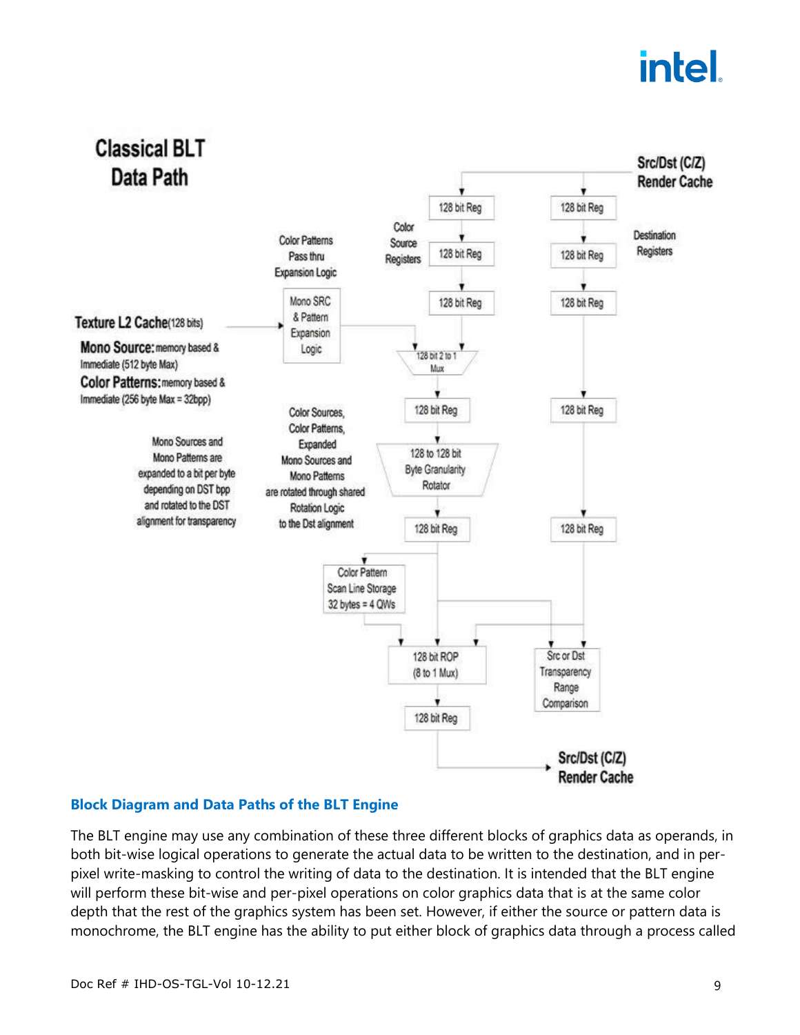Classical BLT Data Path

Src/Dst (C/Z) Render Cache

Color Source Registers

Destination Registers

Color Patterns Pass thru Expansion Logic

Mono SRC & Pattern Expansion Logic

Texture L2 Cache(128 bits)

Mono Source: memory based & Immediate (512 byte Max)

Color Patterns: memory based & Immediate (256 byte Max = 32bpp)

128 bit 2 to 1 Mux

Color Sources, Color Patterns, Expanded Mono Sources and Mono Patterns are rotated through shared Rotation Logic to the Dst alignment

Mono Sources and Mono Patterns are expanded to a bit per byte depending on DST bpp and rotated to the DST alignment for transparency

128 to 128 bit Byte Granularity Rotator

Color Pattern Scan Line Storage 32 bytes = 4 QWs

128 bit ROP (8 to 1 Mux)

Src or Dst Transparency Range Comparison

128 bit Reg

Src/Dst (C/Z) Render Cache

**Block Diagram and Data Paths of the BLT Engine**

The BLT engine may use any combination of these three different blocks of graphics data as operands, in both bit-wise logical operations to generate the actual data to be written to the destination, and in per-pixel write-masking to control the writing of data to the destination. It is intended that the BLT engine will perform these bit-wise and per-pixel operations on color graphics data that is at the same color depth that the rest of the graphics system has been set. However, if either the source or pattern data is monochrome, the BLT engine has the ability to put either block of graphics data through a process called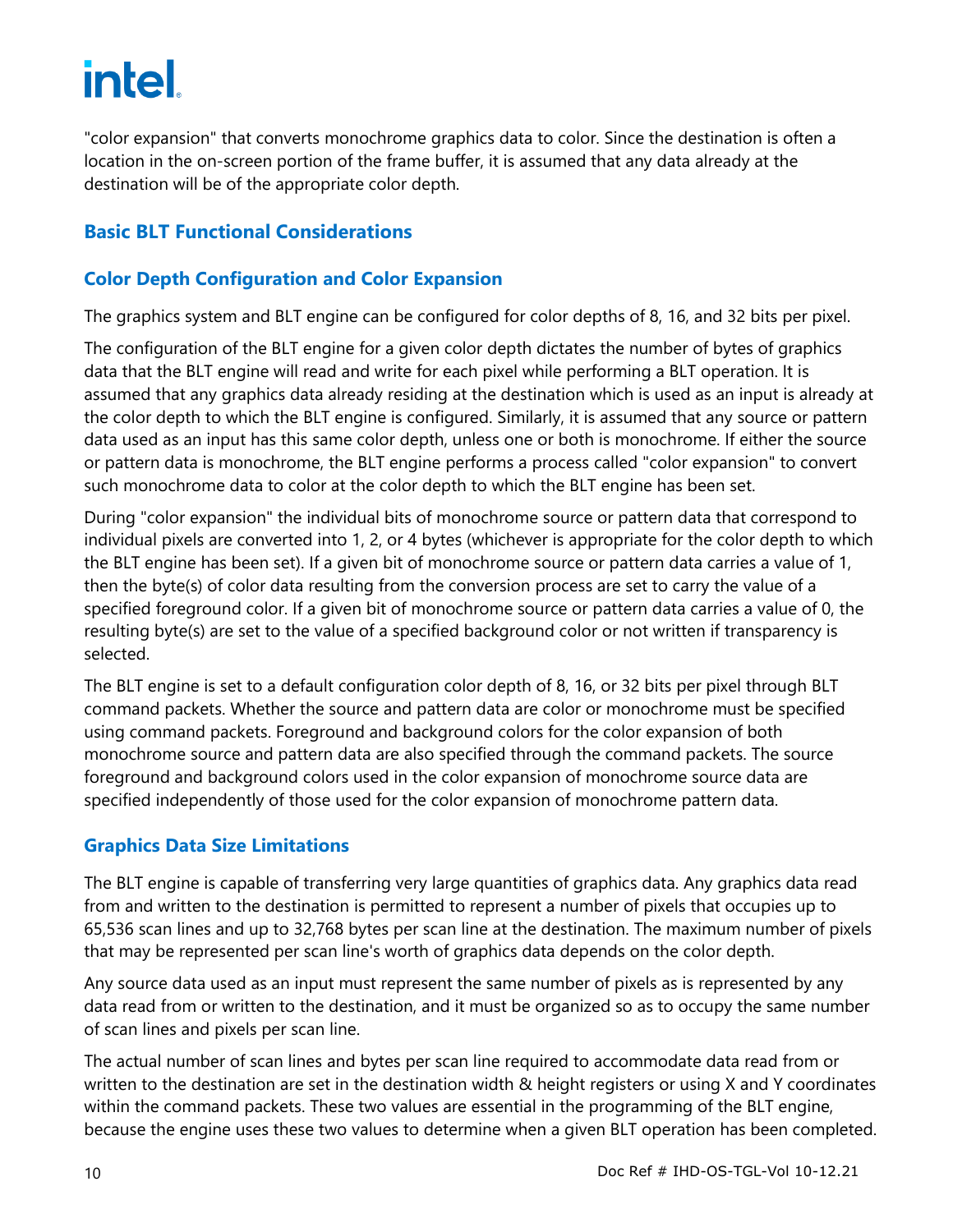"color expansion" that converts monochrome graphics data to color. Since the destination is often a location in the on-screen portion of the frame buffer, it is assumed that any data already at the destination will be of the appropriate color depth.

## Basic BLT Functional Considerations

### Color Depth Configuration and Color Expansion

The graphics system and BLT engine can be configured for color depths of 8, 16, and 32 bits per pixel.

The configuration of the BLT engine for a given color depth dictates the number of bytes of graphics data that the BLT engine will read and write for each pixel while performing a BLT operation. It is assumed that any graphics data already residing at the destination which is used as an input is already at the color depth to which the BLT engine is configured. Similarly, it is assumed that any source or pattern data used as an input has this same color depth, unless one or both is monochrome. If either the source or pattern data is monochrome, the BLT engine performs a process called "color expansion" to convert such monochrome data to color at the color depth to which the BLT engine has been set.

During "color expansion" the individual bits of monochrome source or pattern data that correspond to individual pixels are converted into 1, 2, or 4 bytes (whichever is appropriate for the color depth to which the BLT engine has been set). If a given bit of monochrome source or pattern data carries a value of 1, then the byte(s) of color data resulting from the conversion process are set to carry the value of a specified foreground color. If a given bit of monochrome source or pattern data carries a value of 0, the resulting byte(s) are set to the value of a specified background color or not written if transparency is selected.

The BLT engine is set to a default configuration color depth of 8, 16, or 32 bits per pixel through BLT command packets. Whether the source and pattern data are color or monochrome must be specified using command packets. Foreground and background colors for the color expansion of both monochrome source and pattern data are also specified through the command packets. The source foreground and background colors used in the color expansion of monochrome source data are specified independently of those used for the color expansion of monochrome pattern data.

### Graphics Data Size Limitations

The BLT engine is capable of transferring very large quantities of graphics data. Any graphics data read from and written to the destination is permitted to represent a number of pixels that occupies up to 65,536 scan lines and up to 32,768 bytes per scan line at the destination. The maximum number of pixels that may be represented per scan line's worth of graphics data depends on the color depth.

Any source data used as an input must represent the same number of pixels as is represented by any data read from or written to the destination, and it must be organized so as to occupy the same number of scan lines and pixels per scan line.

The actual number of scan lines and bytes per scan line required to accommodate data read from or written to the destination are set in the destination width & height registers or using X and Y coordinates within the command packets. These two values are essential in the programming of the BLT engine, because the engine uses these two values to determine when a given BLT operation has been completed.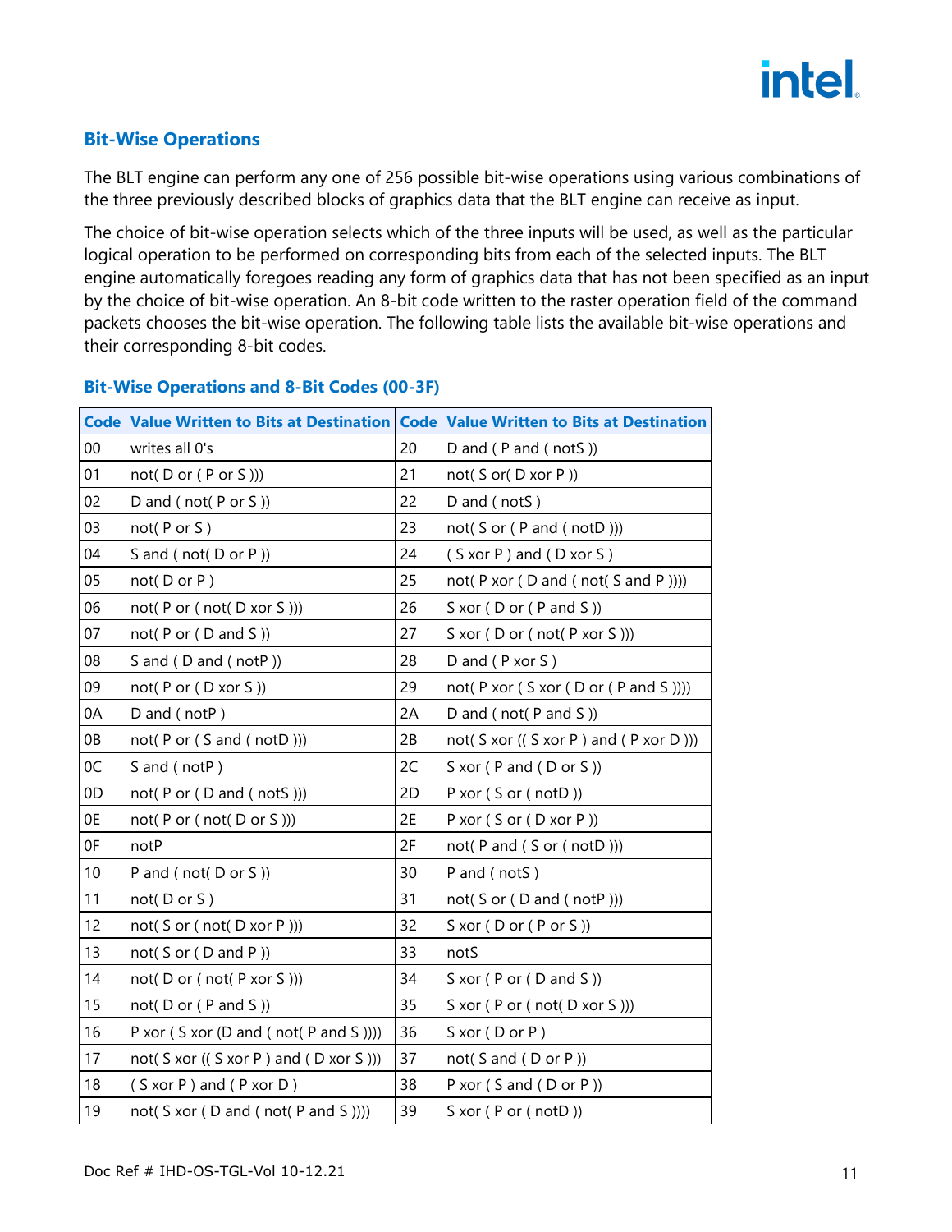## Bit-Wise Operations

The BLT engine can perform any one of 256 possible bit-wise operations using various combinations of the three previously described blocks of graphics data that the BLT engine can receive as input.

The choice of bit-wise operation selects which of the three inputs will be used, as well as the particular logical operation to be performed on corresponding bits from each of the selected inputs. The BLT engine automatically foregoes reading any form of graphics data that has not been specified as an input by the choice of bit-wise operation. An 8-bit code written to the raster operation field of the command packets chooses the bit-wise operation. The following table lists the available bit-wise operations and their corresponding 8-bit codes.

### Bit-Wise Operations and 8-Bit Codes (00-3F)

| Code | Value Written to Bits at Destination | Code | Value Written to Bits at Destination |
|---|---|---|---|
| 00 | writes all 0's | 20 | D and ( P and ( notS )) |
| 01 | not( D or ( P or S ))) | 21 | not( S or( D xor P )) |
| 02 | D and ( not( P or S )) | 22 | D and ( notS ) |
| 03 | not( P or S ) | 23 | not( S or ( P and ( notD ))) |
| 04 | S and ( not( D or P )) | 24 | ( S xor P ) and ( D xor S ) |
| 05 | not( D or P ) | 25 | not( P xor ( D and ( not( S and P )))) |
| 06 | not( P or ( not( D xor S ))) | 26 | S xor ( D or ( P and S )) |
| 07 | not( P or ( D and S )) | 27 | S xor ( D or ( not( P xor S ))) |
| 08 | S and ( D and ( notP )) | 28 | D and ( P xor S ) |
| 09 | not( P or ( D xor S )) | 29 | not( P xor ( S xor ( D or ( P and S )))) |
| 0A | D and ( notP ) | 2A | D and ( not( P and S )) |
| 0B | not( P or ( S and ( notD ))) | 2B | not( S xor (( S xor P ) and ( P xor D ))) |
| 0C | S and ( notP ) | 2C | S xor ( P and ( D or S )) |
| 0D | not( P or ( D and ( notS ))) | 2D | P xor ( S or ( notD )) |
| 0E | not( P or ( not( D or S ))) | 2E | P xor ( S or ( D xor P )) |
| 0F | notP | 2F | not( P and ( S or ( notD ))) |
| 10 | P and ( not( D or S )) | 30 | P and ( notS ) |
| 11 | not( D or S ) | 31 | not( S or ( D and ( notP ))) |
| 12 | not( S or ( not( D xor P ))) | 32 | S xor ( D or ( P or S )) |
| 13 | not( S or ( D and P )) | 33 | notS |
| 14 | not( D or ( not( P xor S ))) | 34 | S xor ( P or ( D and S )) |
| 15 | not( D or ( P and S )) | 35 | S xor ( P or ( not( D xor S ))) |
| 16 | P xor ( S xor (D and ( not( P and S )))) | 36 | S xor ( D or P ) |
| 17 | not( S xor (( S xor P ) and ( D xor S ))) | 37 | not( S and ( D or P )) |
| 18 | ( S xor P ) and ( P xor D ) | 38 | P xor ( S and ( D or P )) |
| 19 | not( S xor ( D and ( not( P and S )))) | 39 | S xor ( P or ( notD )) |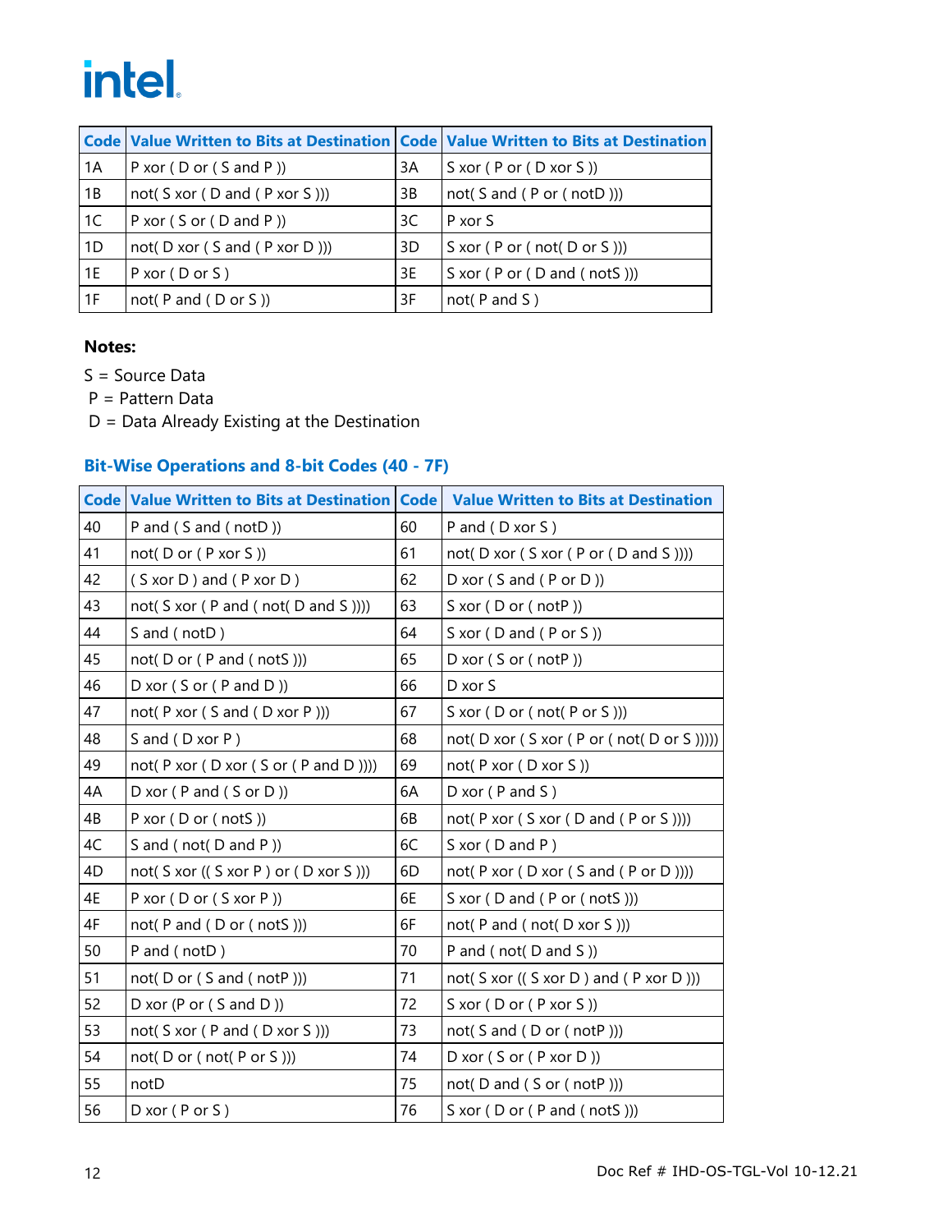| Code | Value Written to Bits at Destination | Code | Value Written to Bits at Destination |
|---|---|---|---|
| 1A | P xor ( D or ( S and P )) | 3A | S xor ( P or ( D xor S )) |
| 1B | not( S xor ( D and ( P xor S ))) | 3B | not( S and ( P or ( notD ))) |
| 1C | P xor ( S or ( D and P )) | 3C | P xor S |
| 1D | not( D xor ( S and ( P xor D ))) | 3D | S xor ( P or ( not( D or S ))) |
| 1E | P xor ( D or S ) | 3E | S xor ( P or ( D and ( notS ))) |
| 1F | not( P and ( D or S )) | 3F | not( P and S ) |

**Notes:**

S = Source Data

P = Pattern Data

D = Data Already Existing at the Destination

## Bit-Wise Operations and 8-bit Codes (40 - 7F)

| Code | Value Written to Bits at Destination | Code | Value Written to Bits at Destination |
|---|---|---|---|
| 40 | P and ( S and ( notD )) | 60 | P and ( D xor S ) |
| 41 | not( D or ( P xor S )) | 61 | not( D xor ( S xor ( P or ( D and S )))) |
| 42 | ( S xor D ) and ( P xor D ) | 62 | D xor ( S and ( P or D )) |
| 43 | not( S xor ( P and ( not( D and S )))) | 63 | S xor ( D or ( notP )) |
| 44 | S and ( notD ) | 64 | S xor ( D and ( P or S )) |
| 45 | not( D or ( P and ( notS ))) | 65 | D xor ( S or ( notP )) |
| 46 | D xor ( S or ( P and D )) | 66 | D xor S |
| 47 | not( P xor ( S and ( D xor P ))) | 67 | S xor ( D or ( not( P or S ))) |
| 48 | S and ( D xor P ) | 68 | not( D xor ( S xor ( P or ( not( D or S ))))) |
| 49 | not( P xor ( D xor ( S or ( P and D )))) | 69 | not( P xor ( D xor S )) |
| 4A | D xor ( P and ( S or D )) | 6A | D xor ( P and S ) |
| 4B | P xor ( D or ( notS )) | 6B | not( P xor ( S xor ( D and ( P or S )))) |
| 4C | S and ( not( D and P )) | 6C | S xor ( D and P ) |
| 4D | not( S xor (( S xor P ) or ( D xor S ))) | 6D | not( P xor ( D xor ( S and ( P or D )))) |
| 4E | P xor ( D or ( S xor P )) | 6E | S xor ( D and ( P or ( notS ))) |
| 4F | not( P and ( D or ( notS ))) | 6F | not( P and ( not( D xor S ))) |
| 50 | P and ( notD ) | 70 | P and ( not( D and S )) |
| 51 | not( D or ( S and ( notP ))) | 71 | not( S xor (( S xor D ) and ( P xor D ))) |
| 52 | D xor (P or ( S and D )) | 72 | S xor ( D or ( P xor S )) |
| 53 | not( S xor ( P and ( D xor S ))) | 73 | not( S and ( D or ( notP ))) |
| 54 | not( D or ( not( P or S ))) | 74 | D xor ( S or ( P xor D )) |
| 55 | notD | 75 | not( D and ( S or ( notP ))) |
| 56 | D xor ( P or S ) | 76 | S xor ( D or ( P and ( notS ))) |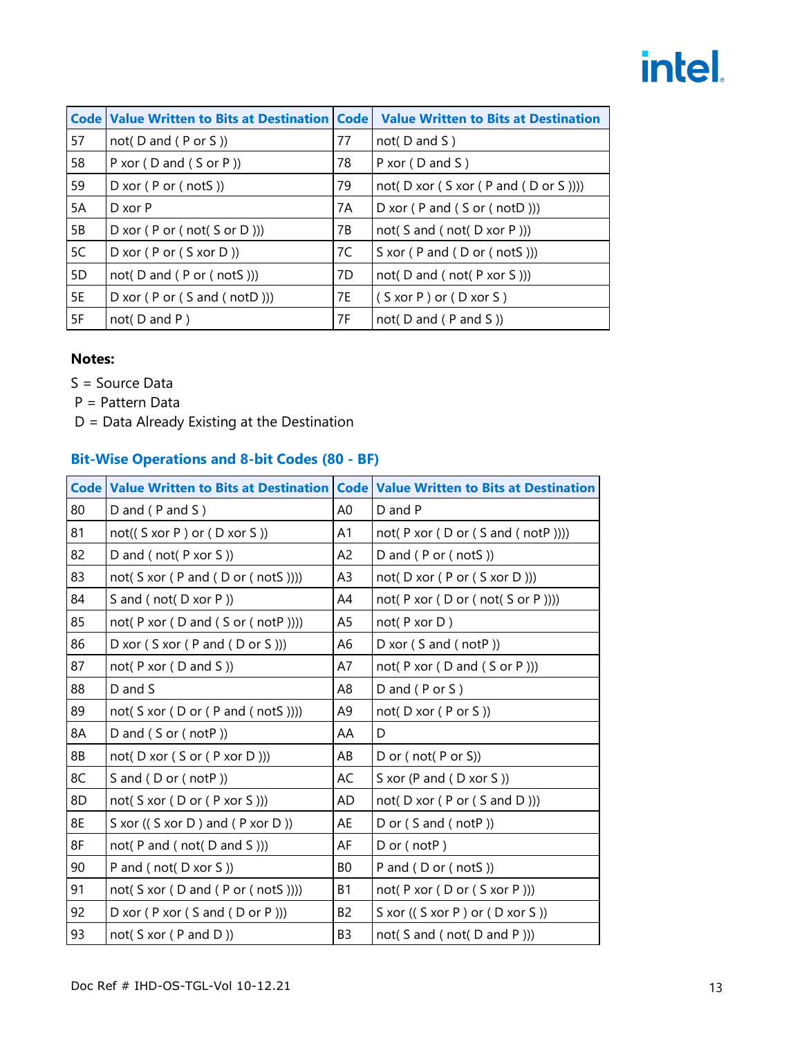| Code | Value Written to Bits at Destination | Code | Value Written to Bits at Destination |
|---|---|---|---|
| 57 | not( D and ( P or S )) | 77 | not( D and S ) |
| 58 | P xor ( D and ( S or P )) | 78 | P xor ( D and S ) |
| 59 | D xor ( P or ( notS )) | 79 | not( D xor ( S xor ( P and ( D or S )))) |
| 5A | D xor P | 7A | D xor ( P and ( S or ( notD ))) |
| 5B | D xor ( P or ( not( S or D ))) | 7B | not( S and ( not( D xor P ))) |
| 5C | D xor ( P or ( S xor D )) | 7C | S xor ( P and ( D or ( notS ))) |
| 5D | not( D and ( P or ( notS ))) | 7D | not( D and ( not( P xor S ))) |
| 5E | D xor ( P or ( S and ( notD ))) | 7E | ( S xor P ) or ( D xor S ) |
| 5F | not( D and P ) | 7F | not( D and ( P and S )) |

**Notes:**

S = Source Data

P = Pattern Data

D = Data Already Existing at the Destination

### Bit-Wise Operations and 8-bit Codes (80 - BF)

| Code | Value Written to Bits at Destination | Code | Value Written to Bits at Destination |
|---|---|---|---|
| 80 | D and ( P and S ) | A0 | D and P |
| 81 | not(( S xor P ) or ( D xor S )) | A1 | not( P xor ( D or ( S and ( notP )))) |
| 82 | D and ( not( P xor S )) | A2 | D and ( P or ( notS )) |
| 83 | not( S xor ( P and ( D or ( notS )))) | A3 | not( D xor ( P or ( S xor D ))) |
| 84 | S and ( not( D xor P )) | A4 | not( P xor ( D or ( not( S or P )))) |
| 85 | not( P xor ( D and ( S or ( notP )))) | A5 | not( P xor D ) |
| 86 | D xor ( S xor ( P and ( D or S ))) | A6 | D xor ( S and ( notP )) |
| 87 | not( P xor ( D and S )) | A7 | not( P xor ( D and ( S or P ))) |
| 88 | D and S | A8 | D and ( P or S ) |
| 89 | not( S xor ( D or ( P and ( notS )))) | A9 | not( D xor ( P or S )) |
| 8A | D and ( S or ( notP )) | AA | D |
| 8B | not( D xor ( S or ( P xor D ))) | AB | D or ( not( P or S)) |
| 8C | S and ( D or ( notP )) | AC | S xor (P and ( D xor S )) |
| 8D | not( S xor ( D or ( P xor S ))) | AD | not( D xor ( P or ( S and D ))) |
| 8E | S xor (( S xor D ) and ( P xor D )) | AE | D or ( S and ( notP )) |
| 8F | not( P and ( not( D and S ))) | AF | D or ( notP ) |
| 90 | P and ( not( D xor S )) | B0 | P and ( D or ( notS )) |
| 91 | not( S xor ( D and ( P or ( notS )))) | B1 | not( P xor ( D or ( S xor P ))) |
| 92 | D xor ( P xor ( S and ( D or P ))) | B2 | S xor (( S xor P ) or ( D xor S )) |
| 93 | not( S xor ( P and D )) | B3 | not( S and ( not( D and P ))) |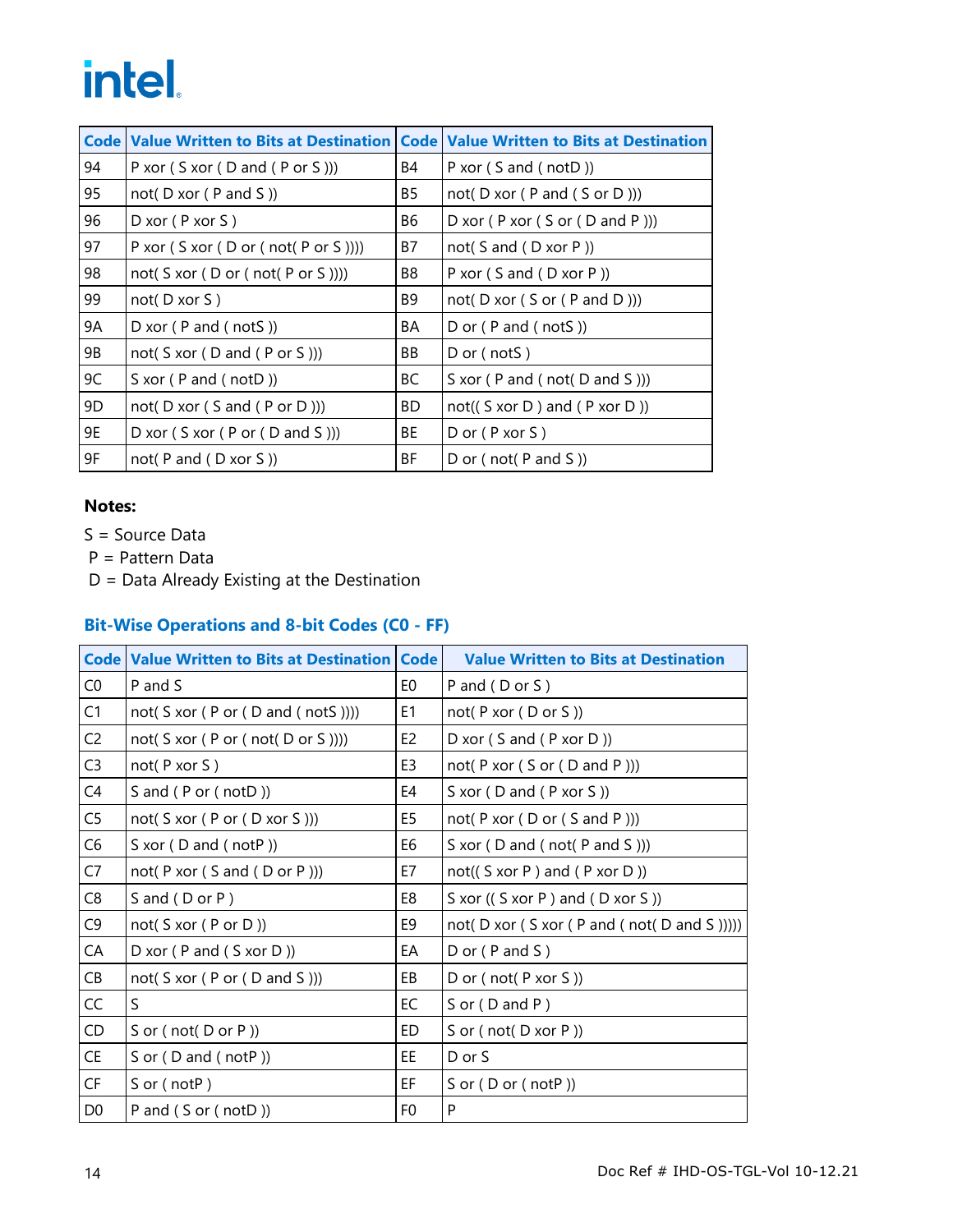| Code | Value Written to Bits at Destination | Code | Value Written to Bits at Destination |
|---|---|---|---|
| 94 | P xor ( S xor ( D and ( P or S ))) | B4 | P xor ( S and ( notD )) |
| 95 | not( D xor ( P and S )) | B5 | not( D xor ( P and ( S or D ))) |
| 96 | D xor ( P xor S ) | B6 | D xor ( P xor ( S or ( D and P ))) |
| 97 | P xor ( S xor ( D or ( not( P or S )))) | B7 | not( S and ( D xor P )) |
| 98 | not( S xor ( D or ( not( P or S )))) | B8 | P xor ( S and ( D xor P )) |
| 99 | not( D xor S ) | B9 | not( D xor ( S or ( P and D ))) |
| 9A | D xor ( P and ( notS )) | BA | D or ( P and ( notS )) |
| 9B | not( S xor ( D and ( P or S ))) | BB | D or ( notS ) |
| 9C | S xor ( P and ( notD )) | BC | S xor ( P and ( not( D and S ))) |
| 9D | not( D xor ( S and ( P or D ))) | BD | not(( S xor D ) and ( P xor D )) |
| 9E | D xor ( S xor ( P or ( D and S ))) | BE | D or ( P xor S ) |
| 9F | not( P and ( D xor S )) | BF | D or ( not( P and S )) |

**Notes:**

S = Source Data

P = Pattern Data

D = Data Already Existing at the Destination

### Bit-Wise Operations and 8-bit Codes (C0 - FF)

| Code | Value Written to Bits at Destination | Code | Value Written to Bits at Destination |
|---|---|---|---|
| C0 | P and S | E0 | P and ( D or S ) |
| C1 | not( S xor ( P or ( D and ( notS )))) | E1 | not( P xor ( D or S )) |
| C2 | not( S xor ( P or ( not( D or S )))) | E2 | D xor ( S and ( P xor D )) |
| C3 | not( P xor S ) | E3 | not( P xor ( S or ( D and P ))) |
| C4 | S and ( P or ( notD )) | E4 | S xor ( D and ( P xor S )) |
| C5 | not( S xor ( P or ( D xor S ))) | E5 | not( P xor ( D or ( S and P ))) |
| C6 | S xor ( D and ( notP )) | E6 | S xor ( D and ( not( P and S ))) |
| C7 | not( P xor ( S and ( D or P ))) | E7 | not(( S xor P ) and ( P xor D )) |
| C8 | S and ( D or P ) | E8 | S xor (( S xor P ) and ( D xor S )) |
| C9 | not( S xor ( P or D )) | E9 | not( D xor ( S xor ( P and ( not( D and S ))))) |
| CA | D xor ( P and ( S xor D )) | EA | D or ( P and S ) |
| CB | not( S xor ( P or ( D and S ))) | EB | D or ( not( P xor S )) |
| CC | S | EC | S or ( D and P ) |
| CD | S or ( not( D or P )) | ED | S or ( not( D xor P )) |
| CE | S or ( D and ( notP )) | EE | D or S |
| CF | S or ( notP ) | EF | S or ( D or ( notP )) |
| D0 | P and ( S or ( notD )) | F0 | P |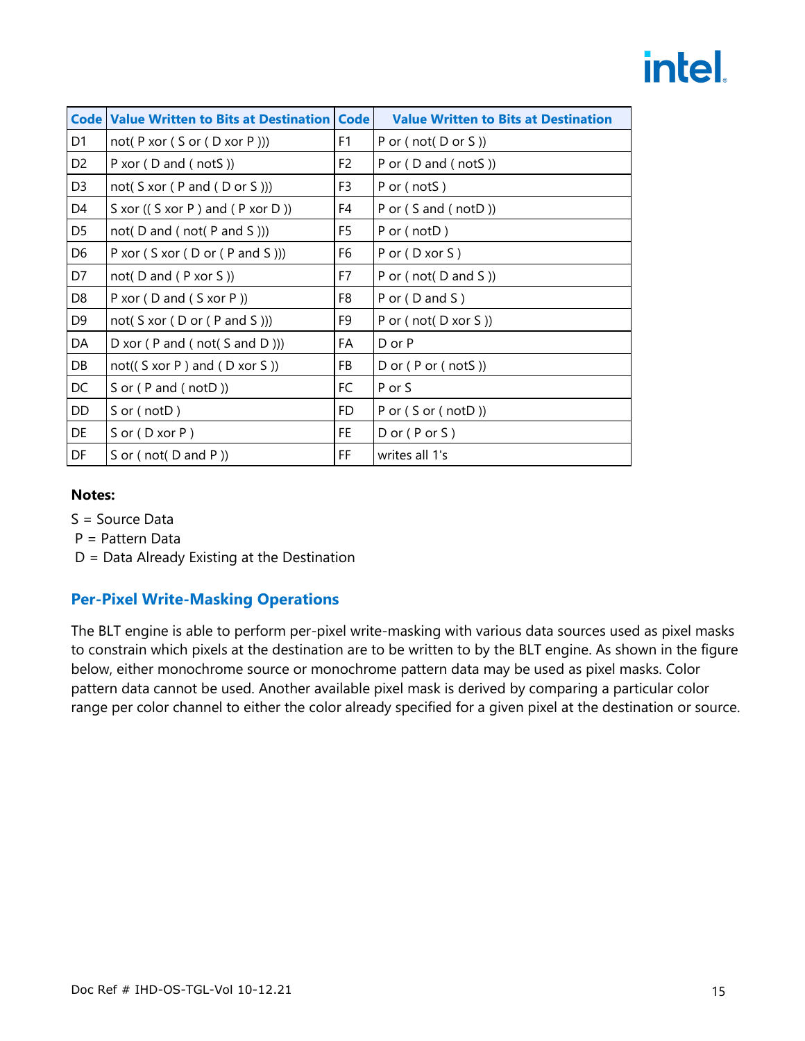| Code | Value Written to Bits at Destination | Code | Value Written to Bits at Destination |
|---|---|---|---|
| D1 | not( P xor ( S or ( D xor P ))) | F1 | P or ( not( D or S )) |
| D2 | P xor ( D and ( notS )) | F2 | P or ( D and ( notS )) |
| D3 | not( S xor ( P and ( D or S ))) | F3 | P or ( notS ) |
| D4 | S xor (( S xor P ) and ( P xor D )) | F4 | P or ( S and ( notD )) |
| D5 | not( D and ( not( P and S ))) | F5 | P or ( notD ) |
| D6 | P xor ( S xor ( D or ( P and S ))) | F6 | P or ( D xor S ) |
| D7 | not( D and ( P xor S )) | F7 | P or ( not( D and S )) |
| D8 | P xor ( D and ( S xor P )) | F8 | P or ( D and S ) |
| D9 | not( S xor ( D or ( P and S ))) | F9 | P or ( not( D xor S )) |
| DA | D xor ( P and ( not( S and D ))) | FA | D or P |
| DB | not(( S xor P ) and ( D xor S )) | FB | D or ( P or ( notS )) |
| DC | S or ( P and ( notD )) | FC | P or S |
| DD | S or ( notD ) | FD | P or ( S or ( notD )) |
| DE | S or ( D xor P ) | FE | D or ( P or S ) |
| DF | S or ( not( D and P )) | FF | writes all 1's |

**Notes:**

S = Source Data

P = Pattern Data

D = Data Already Existing at the Destination

## Per-Pixel Write-Masking Operations

The BLT engine is able to perform per-pixel write-masking with various data sources used as pixel masks to constrain which pixels at the destination are to be written to by the BLT engine. As shown in the figure below, either monochrome source or monochrome pattern data may be used as pixel masks. Color pattern data cannot be used. Another available pixel mask is derived by comparing a particular color range per color channel to either the color already specified for a given pixel at the destination or source.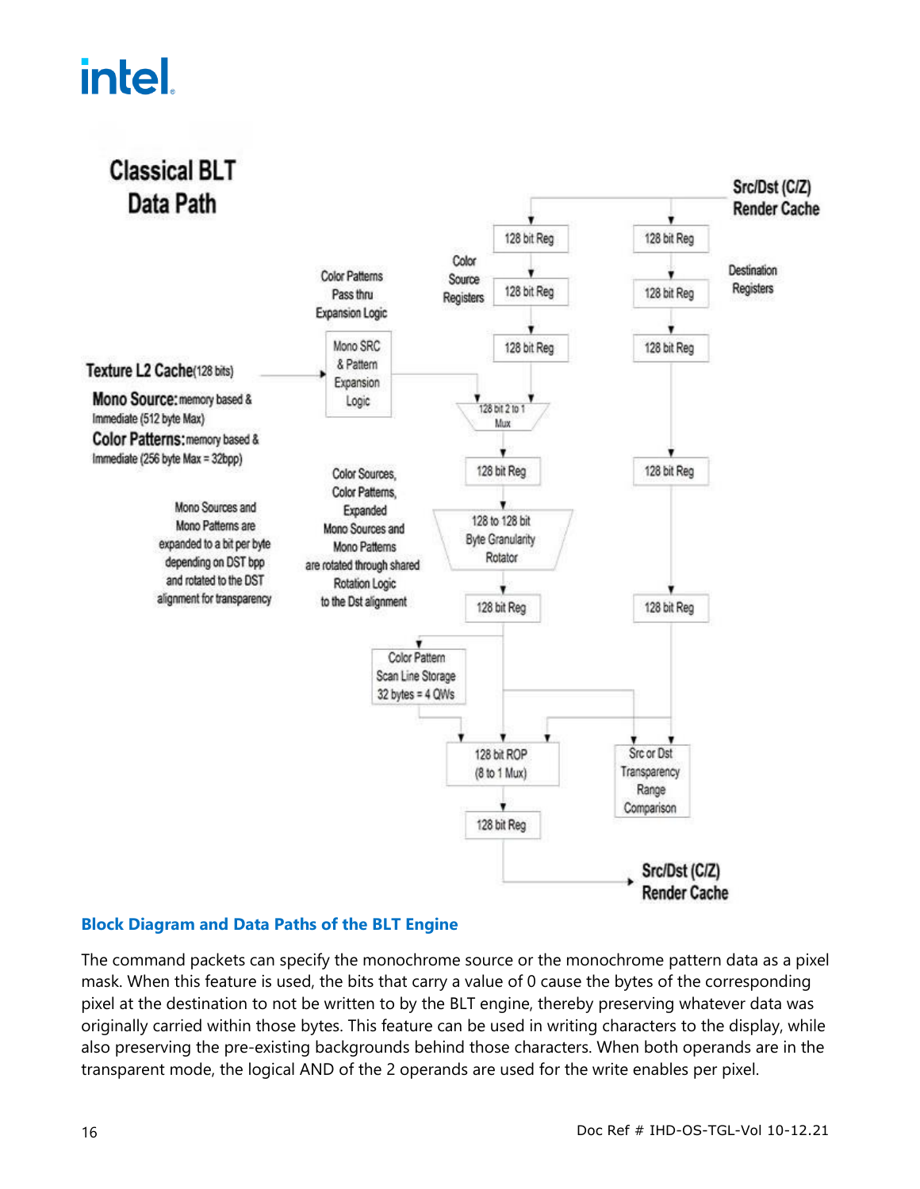**Classical BLT Data Path**

Src/Dst (C/Z) Render Cache

Color Source Registers: 128 bit Reg, 128 bit Reg, 128 bit Reg

Destination Registers: 128 bit Reg, 128 bit Reg, 128 bit Reg

Color Patterns Pass thru Expansion Logic

Mono SRC & Pattern Expansion Logic

**Texture L2 Cache**(128 bits)

**Mono Source:** memory based & Immediate (512 byte Max)

**Color Patterns:** memory based & Immediate (256 byte Max = 32bpp)

128 bit 2 to 1 Mux

128 bit Reg

128 bit Reg

Color Sources, Color Patterns, Expanded Mono Sources and Mono Patterns are rotated through shared Rotation Logic to the Dst alignment

Mono Sources and Mono Patterns are expanded to a bit per byte depending on DST bpp and rotated to the DST alignment for transparency

128 to 128 bit Byte Granularity Rotator

128 bit Reg

128 bit Reg

Color Pattern Scan Line Storage 32 bytes = 4 QWs

128 bit ROP (8 to 1 Mux)

Src or Dst Transparency Range Comparison

128 bit Reg

Src/Dst (C/Z) Render Cache

**Block Diagram and Data Paths of the BLT Engine**

The command packets can specify the monochrome source or the monochrome pattern data as a pixel mask. When this feature is used, the bits that carry a value of 0 cause the bytes of the corresponding pixel at the destination to not be written to by the BLT engine, thereby preserving whatever data was originally carried within those bytes. This feature can be used in writing characters to the display, while also preserving the pre-existing backgrounds behind those characters. When both operands are in the transparent mode, the logical AND of the 2 operands are used for the write enables per pixel.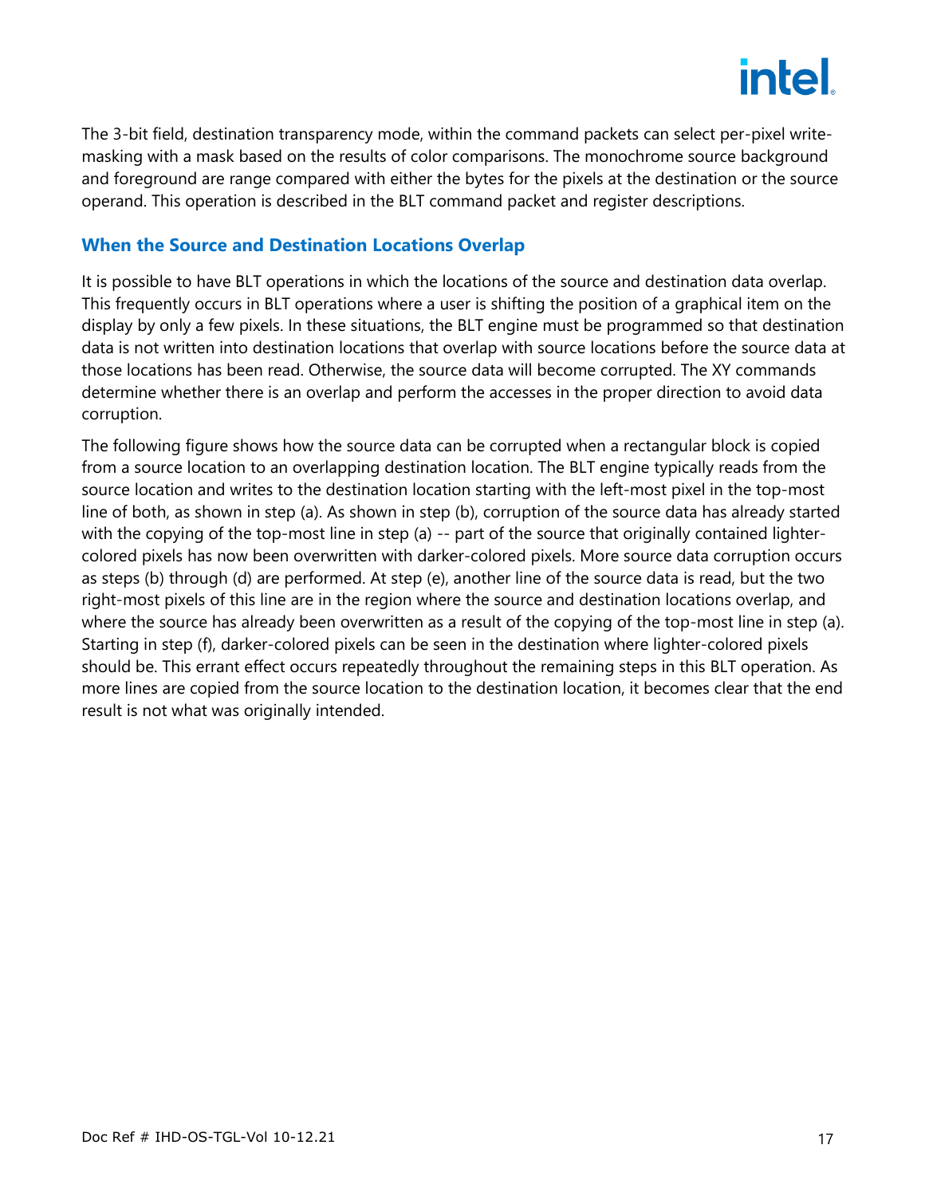The 3-bit field, destination transparency mode, within the command packets can select per-pixel write-masking with a mask based on the results of color comparisons. The monochrome source background and foreground are range compared with either the bytes for the pixels at the destination or the source operand. This operation is described in the BLT command packet and register descriptions.

### When the Source and Destination Locations Overlap

It is possible to have BLT operations in which the locations of the source and destination data overlap. This frequently occurs in BLT operations where a user is shifting the position of a graphical item on the display by only a few pixels. In these situations, the BLT engine must be programmed so that destination data is not written into destination locations that overlap with source locations before the source data at those locations has been read. Otherwise, the source data will become corrupted. The XY commands determine whether there is an overlap and perform the accesses in the proper direction to avoid data corruption.

The following figure shows how the source data can be corrupted when a rectangular block is copied from a source location to an overlapping destination location. The BLT engine typically reads from the source location and writes to the destination location starting with the left-most pixel in the top-most line of both, as shown in step (a). As shown in step (b), corruption of the source data has already started with the copying of the top-most line in step (a) -- part of the source that originally contained lighter-colored pixels has now been overwritten with darker-colored pixels. More source data corruption occurs as steps (b) through (d) are performed. At step (e), another line of the source data is read, but the two right-most pixels of this line are in the region where the source and destination locations overlap, and where the source has already been overwritten as a result of the copying of the top-most line in step (a). Starting in step (f), darker-colored pixels can be seen in the destination where lighter-colored pixels should be. This errant effect occurs repeatedly throughout the remaining steps in this BLT operation. As more lines are copied from the source location to the destination location, it becomes clear that the end result is not what was originally intended.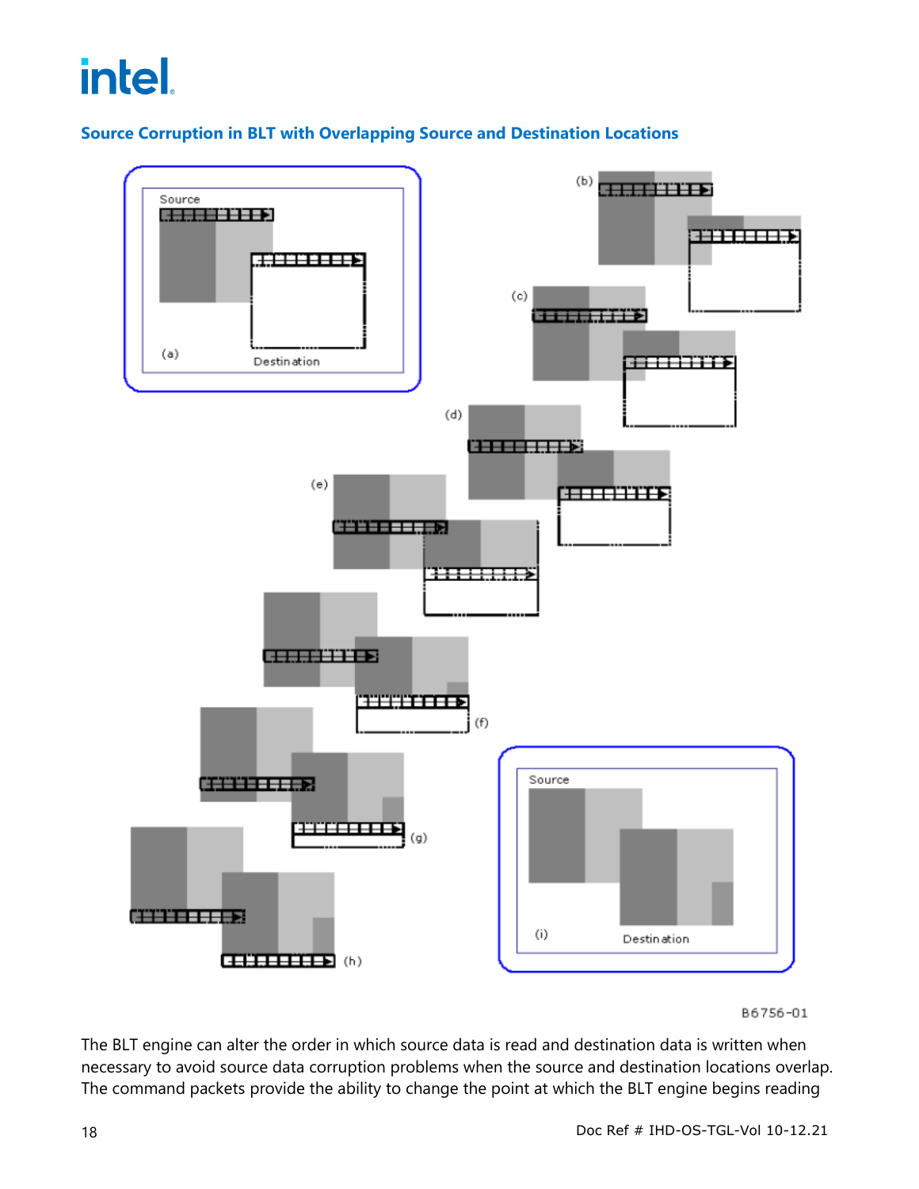### Source Corruption in BLT with Overlapping Source and Destination Locations

B6756-01

The BLT engine can alter the order in which source data is read and destination data is written when necessary to avoid source data corruption problems when the source and destination locations overlap. The command packets provide the ability to change the point at which the BLT engine begins reading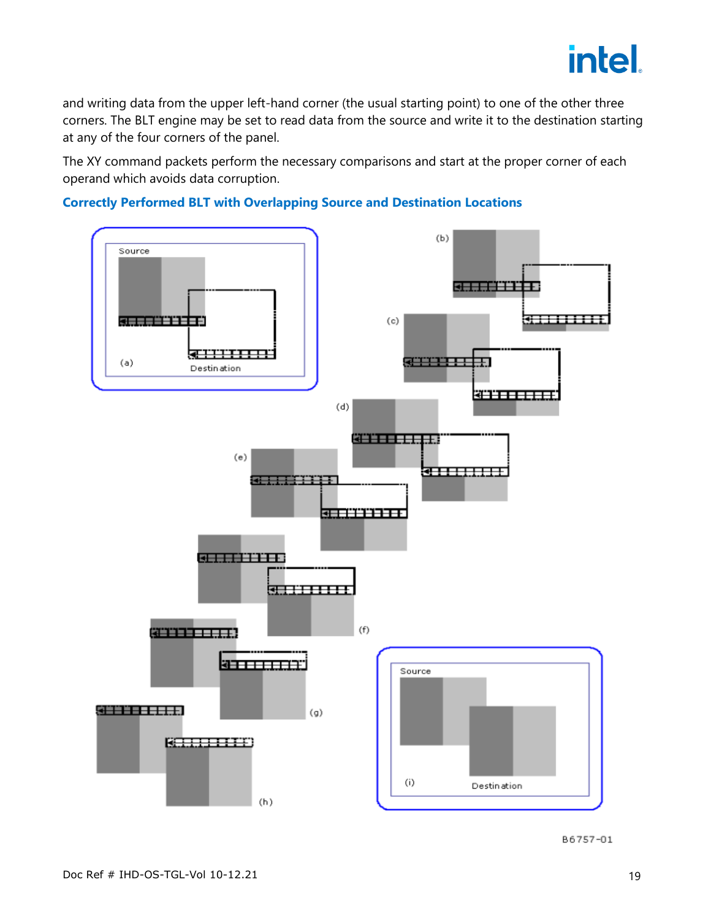and writing data from the upper left-hand corner (the usual starting point) to one of the other three corners. The BLT engine may be set to read data from the source and write it to the destination starting at any of the four corners of the panel.

The XY command packets perform the necessary comparisons and start at the proper corner of each operand which avoids data corruption.

### Correctly Performed BLT with Overlapping Source and Destination Locations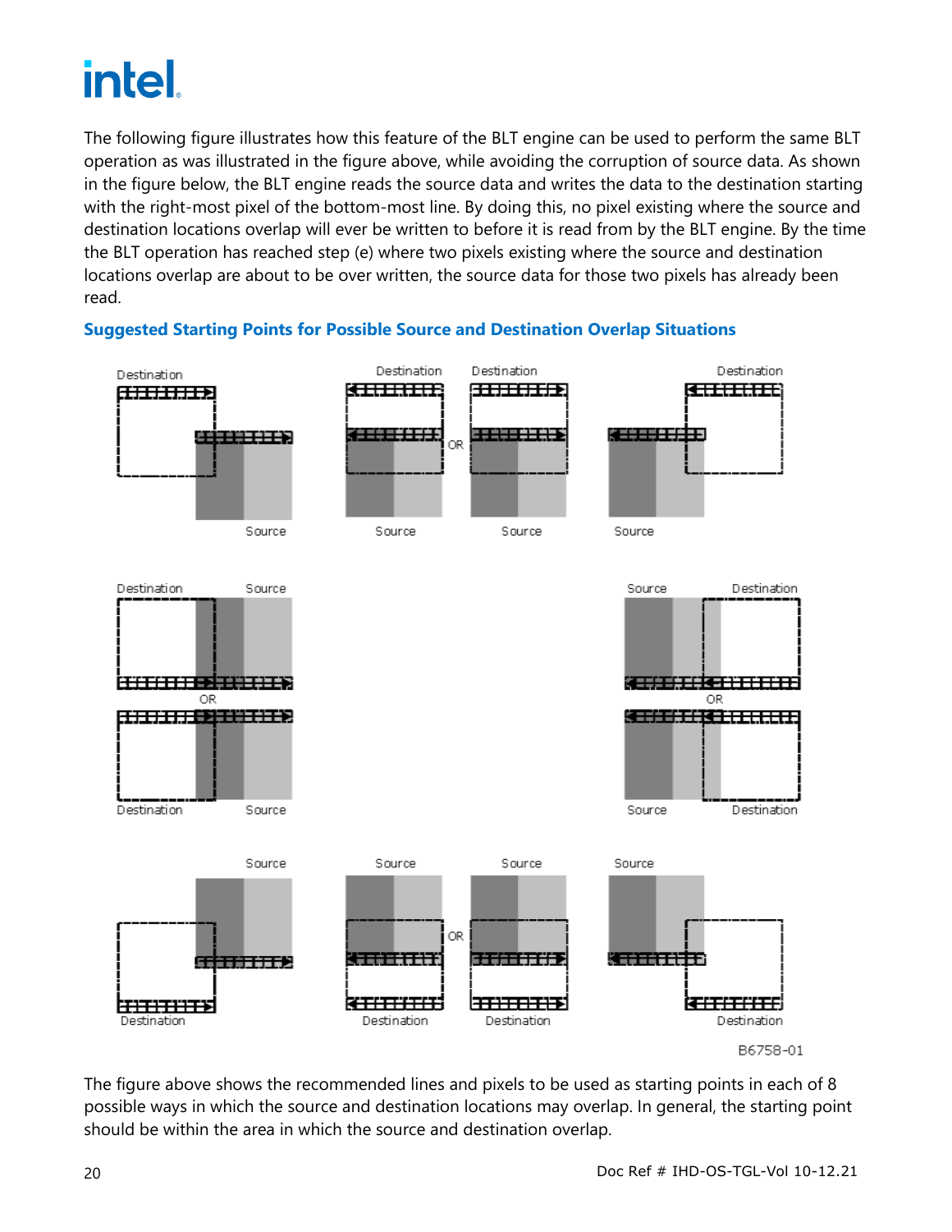The following figure illustrates how this feature of the BLT engine can be used to perform the same BLT operation as was illustrated in the figure above, while avoiding the corruption of source data. As shown in the figure below, the BLT engine reads the source data and writes the data to the destination starting with the right-most pixel of the bottom-most line. By doing this, no pixel existing where the source and destination locations overlap will ever be written to before it is read from by the BLT engine. By the time the BLT operation has reached step (e) where two pixels existing where the source and destination locations overlap are about to be over written, the source data for those two pixels has already been read.

### Suggested Starting Points for Possible Source and Destination Overlap Situations

B6758-01

The figure above shows the recommended lines and pixels to be used as starting points in each of 8 possible ways in which the source and destination locations may overlap. In general, the starting point should be within the area in which the source and destination overlap.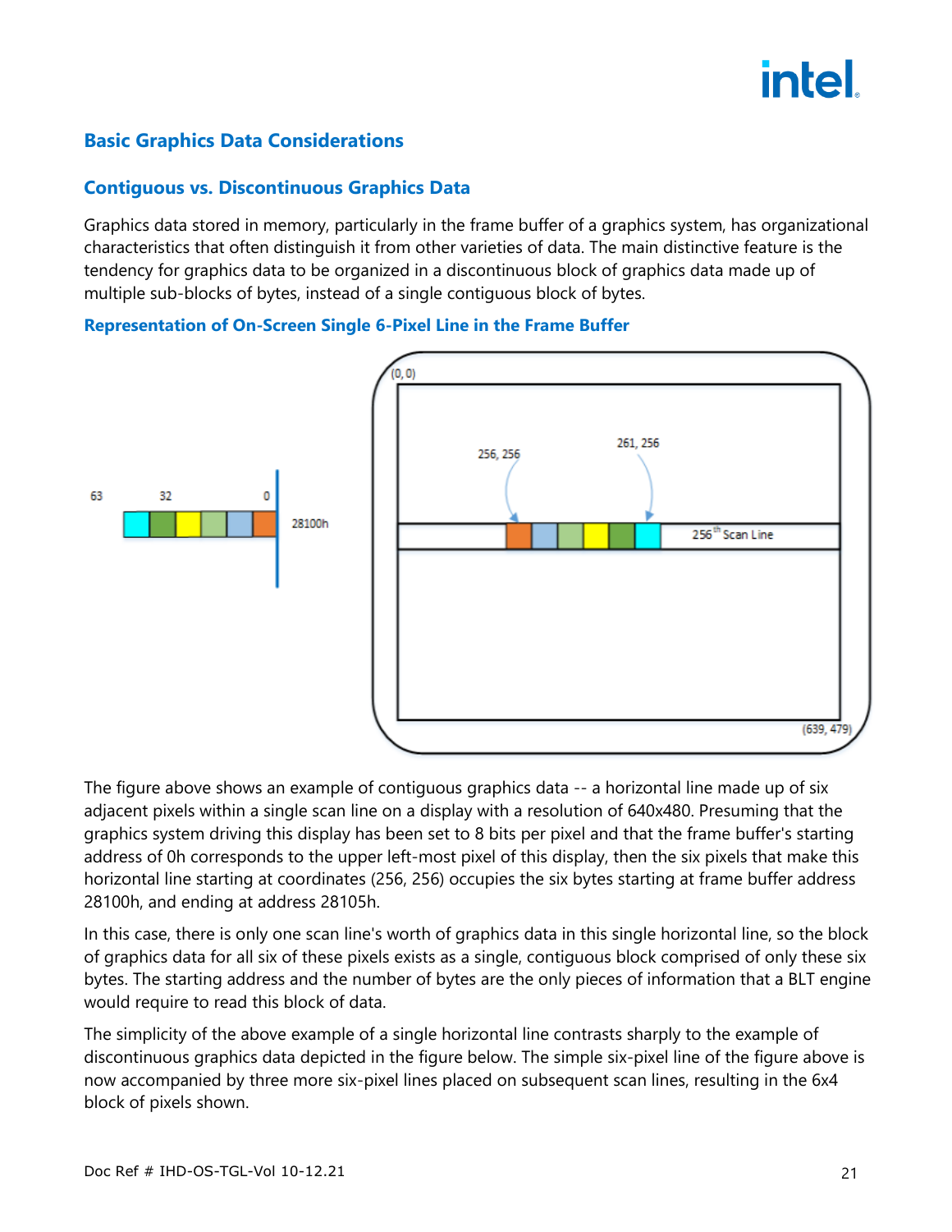## Basic Graphics Data Considerations

### Contiguous vs. Discontinuous Graphics Data

Graphics data stored in memory, particularly in the frame buffer of a graphics system, has organizational characteristics that often distinguish it from other varieties of data. The main distinctive feature is the tendency for graphics data to be organized in a discontinuous block of graphics data made up of multiple sub-blocks of bytes, instead of a single contiguous block of bytes.

**Representation of On-Screen Single 6-Pixel Line in the Frame Buffer**

The figure above shows an example of contiguous graphics data -- a horizontal line made up of six adjacent pixels within a single scan line on a display with a resolution of 640x480. Presuming that the graphics system driving this display has been set to 8 bits per pixel and that the frame buffer's starting address of 0h corresponds to the upper left-most pixel of this display, then the six pixels that make this horizontal line starting at coordinates (256, 256) occupies the six bytes starting at frame buffer address 28100h, and ending at address 28105h.

In this case, there is only one scan line's worth of graphics data in this single horizontal line, so the block of graphics data for all six of these pixels exists as a single, contiguous block comprised of only these six bytes. The starting address and the number of bytes are the only pieces of information that a BLT engine would require to read this block of data.

The simplicity of the above example of a single horizontal line contrasts sharply to the example of discontinuous graphics data depicted in the figure below. The simple six-pixel line of the figure above is now accompanied by three more six-pixel lines placed on subsequent scan lines, resulting in the 6x4 block of pixels shown.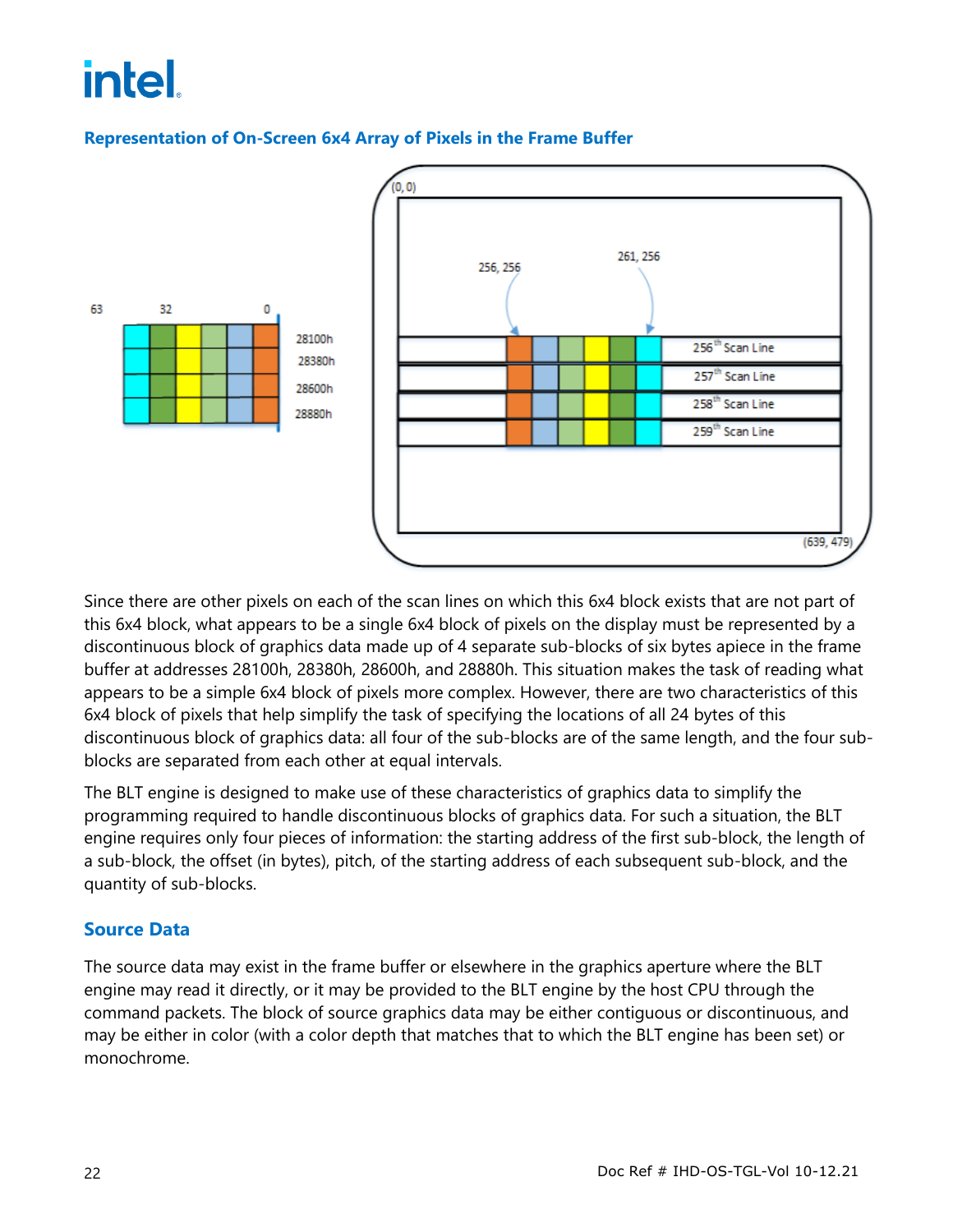### Representation of On-Screen 6x4 Array of Pixels in the Frame Buffer

Since there are other pixels on each of the scan lines on which this 6x4 block exists that are not part of this 6x4 block, what appears to be a single 6x4 block of pixels on the display must be represented by a discontinuous block of graphics data made up of 4 separate sub-blocks of six bytes apiece in the frame buffer at addresses 28100h, 28380h, 28600h, and 28880h. This situation makes the task of reading what appears to be a simple 6x4 block of pixels more complex. However, there are two characteristics of this 6x4 block of pixels that help simplify the task of specifying the locations of all 24 bytes of this discontinuous block of graphics data: all four of the sub-blocks are of the same length, and the four sub-blocks are separated from each other at equal intervals.

The BLT engine is designed to make use of these characteristics of graphics data to simplify the programming required to handle discontinuous blocks of graphics data. For such a situation, the BLT engine requires only four pieces of information: the starting address of the first sub-block, the length of a sub-block, the offset (in bytes), pitch, of the starting address of each subsequent sub-block, and the quantity of sub-blocks.

### Source Data

The source data may exist in the frame buffer or elsewhere in the graphics aperture where the BLT engine may read it directly, or it may be provided to the BLT engine by the host CPU through the command packets. The block of source graphics data may be either contiguous or discontinuous, and may be either in color (with a color depth that matches that to which the BLT engine has been set) or monochrome.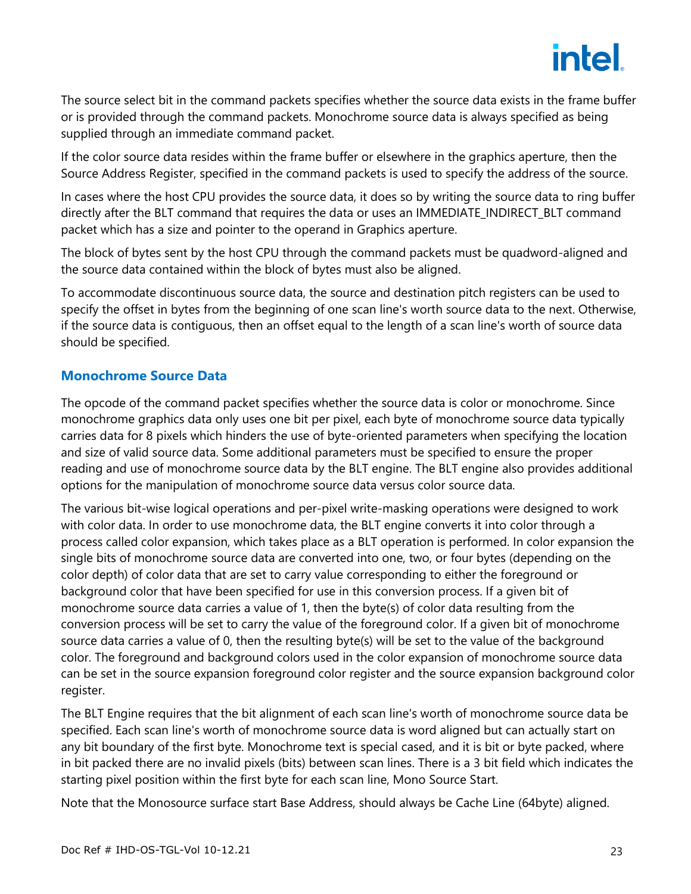The source select bit in the command packets specifies whether the source data exists in the frame buffer or is provided through the command packets. Monochrome source data is always specified as being supplied through an immediate command packet.

If the color source data resides within the frame buffer or elsewhere in the graphics aperture, then the Source Address Register, specified in the command packets is used to specify the address of the source.

In cases where the host CPU provides the source data, it does so by writing the source data to ring buffer directly after the BLT command that requires the data or uses an IMMEDIATE_INDIRECT_BLT command packet which has a size and pointer to the operand in Graphics aperture.

The block of bytes sent by the host CPU through the command packets must be quadword-aligned and the source data contained within the block of bytes must also be aligned.

To accommodate discontinuous source data, the source and destination pitch registers can be used to specify the offset in bytes from the beginning of one scan line's worth source data to the next. Otherwise, if the source data is contiguous, then an offset equal to the length of a scan line's worth of source data should be specified.

## Monochrome Source Data

The opcode of the command packet specifies whether the source data is color or monochrome. Since monochrome graphics data only uses one bit per pixel, each byte of monochrome source data typically carries data for 8 pixels which hinders the use of byte-oriented parameters when specifying the location and size of valid source data. Some additional parameters must be specified to ensure the proper reading and use of monochrome source data by the BLT engine. The BLT engine also provides additional options for the manipulation of monochrome source data versus color source data.

The various bit-wise logical operations and per-pixel write-masking operations were designed to work with color data. In order to use monochrome data, the BLT engine converts it into color through a process called color expansion, which takes place as a BLT operation is performed. In color expansion the single bits of monochrome source data are converted into one, two, or four bytes (depending on the color depth) of color data that are set to carry value corresponding to either the foreground or background color that have been specified for use in this conversion process. If a given bit of monochrome source data carries a value of 1, then the byte(s) of color data resulting from the conversion process will be set to carry the value of the foreground color. If a given bit of monochrome source data carries a value of 0, then the resulting byte(s) will be set to the value of the background color. The foreground and background colors used in the color expansion of monochrome source data can be set in the source expansion foreground color register and the source expansion background color register.

The BLT Engine requires that the bit alignment of each scan line's worth of monochrome source data be specified. Each scan line's worth of monochrome source data is word aligned but can actually start on any bit boundary of the first byte. Monochrome text is special cased, and it is bit or byte packed, where in bit packed there are no invalid pixels (bits) between scan lines. There is a 3 bit field which indicates the starting pixel position within the first byte for each scan line, Mono Source Start.

Note that the Monosource surface start Base Address, should always be Cache Line (64byte) aligned.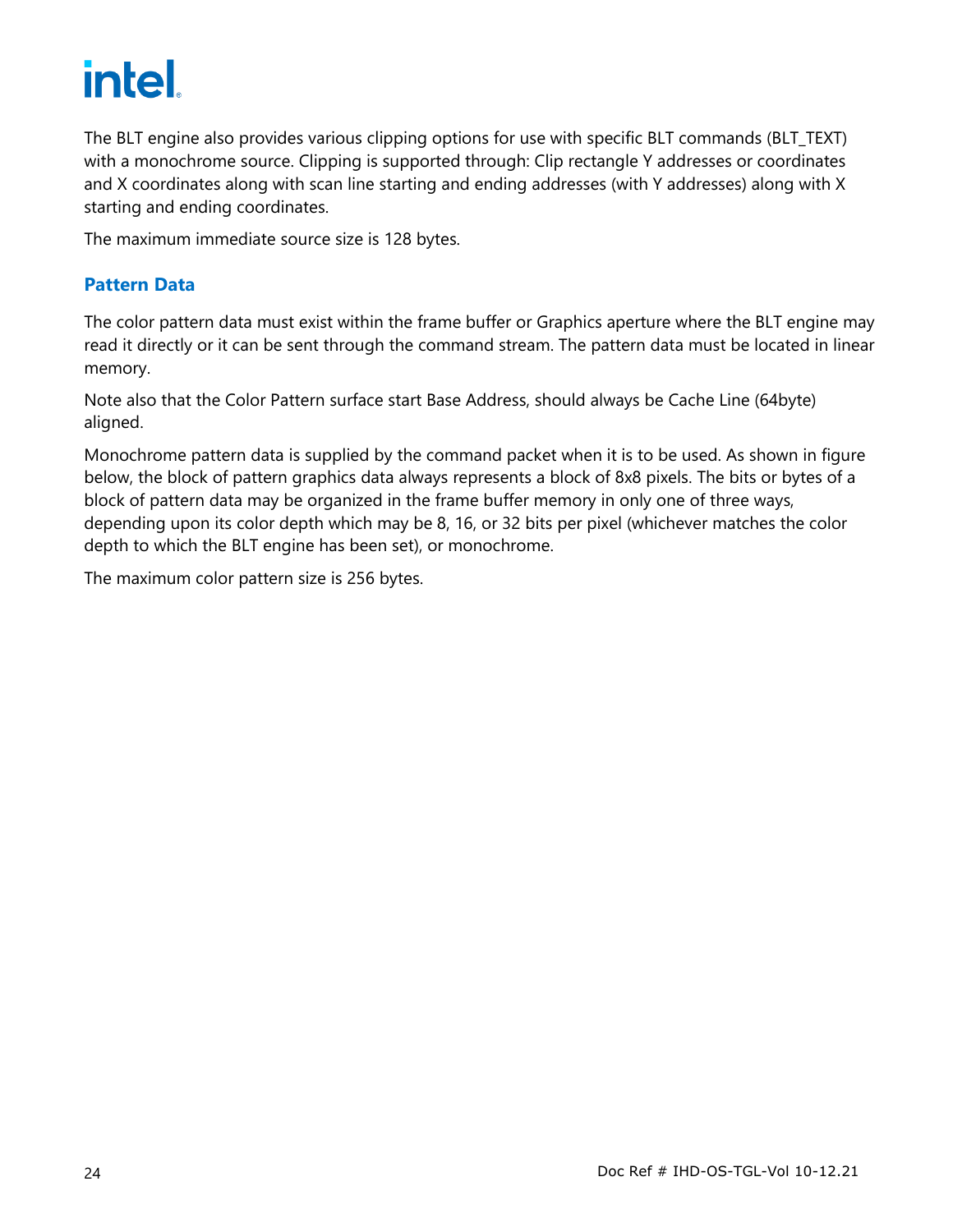The BLT engine also provides various clipping options for use with specific BLT commands (BLT_TEXT) with a monochrome source. Clipping is supported through: Clip rectangle Y addresses or coordinates and X coordinates along with scan line starting and ending addresses (with Y addresses) along with X starting and ending coordinates.

The maximum immediate source size is 128 bytes.

### Pattern Data

The color pattern data must exist within the frame buffer or Graphics aperture where the BLT engine may read it directly or it can be sent through the command stream. The pattern data must be located in linear memory.

Note also that the Color Pattern surface start Base Address, should always be Cache Line (64byte) aligned.

Monochrome pattern data is supplied by the command packet when it is to be used. As shown in figure below, the block of pattern graphics data always represents a block of 8x8 pixels. The bits or bytes of a block of pattern data may be organized in the frame buffer memory in only one of three ways, depending upon its color depth which may be 8, 16, or 32 bits per pixel (whichever matches the color depth to which the BLT engine has been set), or monochrome.

The maximum color pattern size is 256 bytes.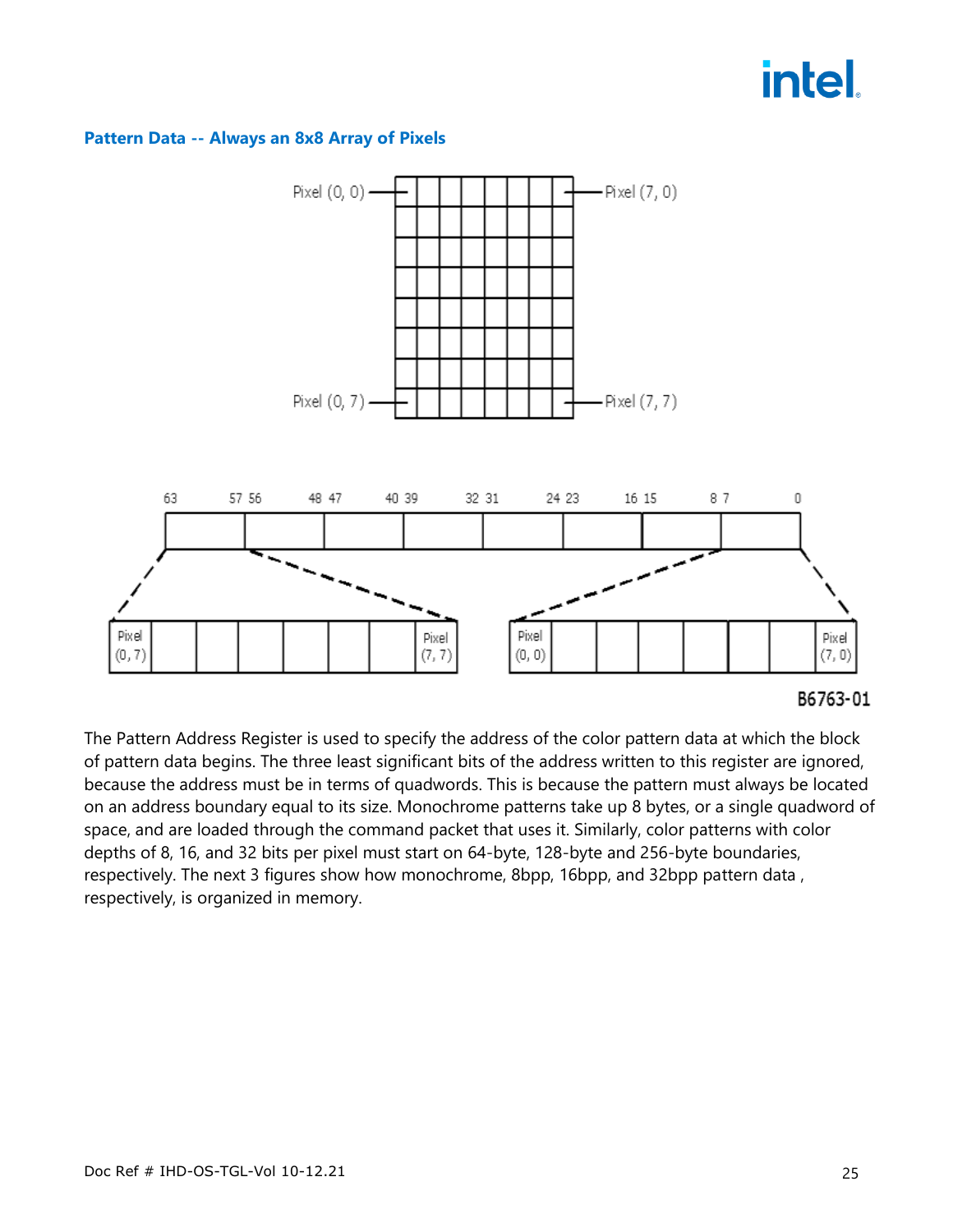### Pattern Data -- Always an 8x8 Array of Pixels

B6763-01

The Pattern Address Register is used to specify the address of the color pattern data at which the block of pattern data begins. The three least significant bits of the address written to this register are ignored, because the address must be in terms of quadwords. This is because the pattern must always be located on an address boundary equal to its size. Monochrome patterns take up 8 bytes, or a single quadword of space, and are loaded through the command packet that uses it. Similarly, color patterns with color depths of 8, 16, and 32 bits per pixel must start on 64-byte, 128-byte and 256-byte boundaries, respectively. The next 3 figures show how monochrome, 8bpp, 16bpp, and 32bpp pattern data , respectively, is organized in memory.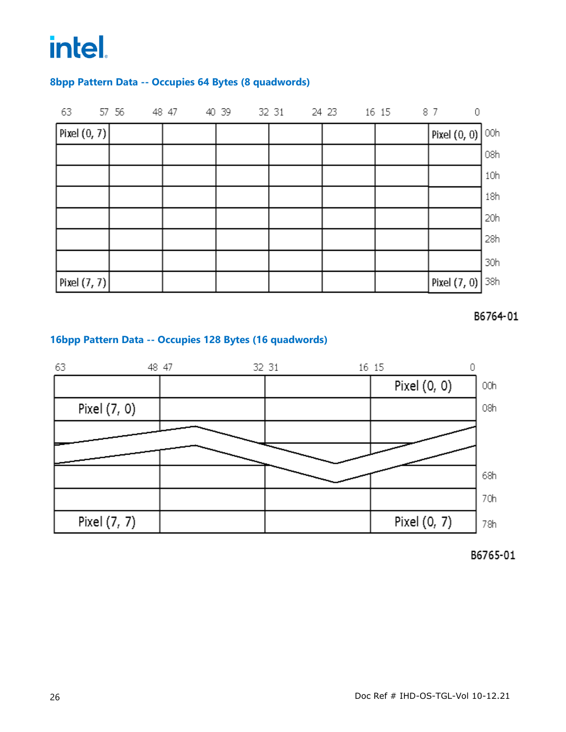#### 8bpp Pattern Data -- Occupies 64 Bytes (8 quadwords)

| 63 .. 57 | 56 .. 48 | 47 .. 40 | 39 .. 32 | 31 .. 24 | 23 .. 16 | 15 .. 8 | 7 .. 0 | |
|---|---|---|---|---|---|---|---|---|
| Pixel (0, 7) | | | | | | | Pixel (0, 0) | 00h |
| | | | | | | | | 08h |
| | | | | | | | | 10h |
| | | | | | | | | 18h |
| | | | | | | | | 20h |
| | | | | | | | | 28h |
| | | | | | | | | 30h |
| Pixel (7, 7) | | | | | | | Pixel (7, 0) | 38h |

B6764-01

#### 16bpp Pattern Data -- Occupies 128 Bytes (16 quadwords)

| 63 .. 48 | 47 .. 32 | 31 .. 16 | 15 .. 0 | |
|---|---|---|---|---|
| | | | Pixel (0, 0) | 00h |
| Pixel (7, 0) | | | | 08h |
| ... | ... | ... | ... | |
| | | | | 68h |
| | | | | 70h |
| Pixel (7, 7) | | | Pixel (0, 7) | 78h |

B6765-01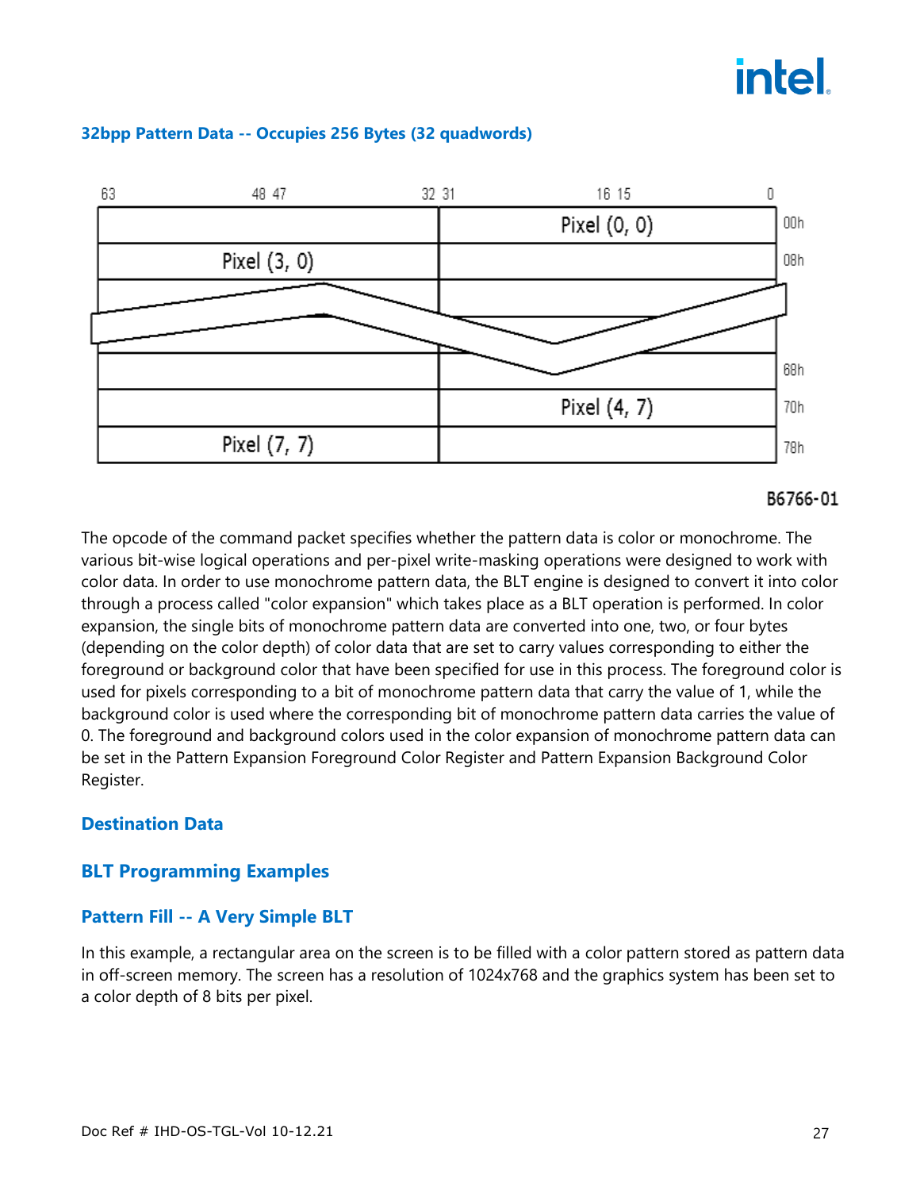### 32bpp Pattern Data -- Occupies 256 Bytes (32 quadwords)

| 63 ... 48 47 ... 32 | 31 ... 16 15 ... 0 | |
|---|---|---|
| | Pixel (0, 0) | 00h |
| Pixel (3, 0) | | 08h |
| ... | ... | |
| | | 68h |
| | Pixel (4, 7) | 70h |
| Pixel (7, 7) | | 78h |

B6766-01

The opcode of the command packet specifies whether the pattern data is color or monochrome. The various bit-wise logical operations and per-pixel write-masking operations were designed to work with color data. In order to use monochrome pattern data, the BLT engine is designed to convert it into color through a process called "color expansion" which takes place as a BLT operation is performed. In color expansion, the single bits of monochrome pattern data are converted into one, two, or four bytes (depending on the color depth) of color data that are set to carry values corresponding to either the foreground or background color that have been specified for use in this process. The foreground color is used for pixels corresponding to a bit of monochrome pattern data that carry the value of 1, while the background color is used where the corresponding bit of monochrome pattern data carries the value of 0. The foreground and background colors used in the color expansion of monochrome pattern data can be set in the Pattern Expansion Foreground Color Register and Pattern Expansion Background Color Register.

## Destination Data

## BLT Programming Examples

### Pattern Fill -- A Very Simple BLT

In this example, a rectangular area on the screen is to be filled with a color pattern stored as pattern data in off-screen memory. The screen has a resolution of 1024x768 and the graphics system has been set to a color depth of 8 bits per pixel.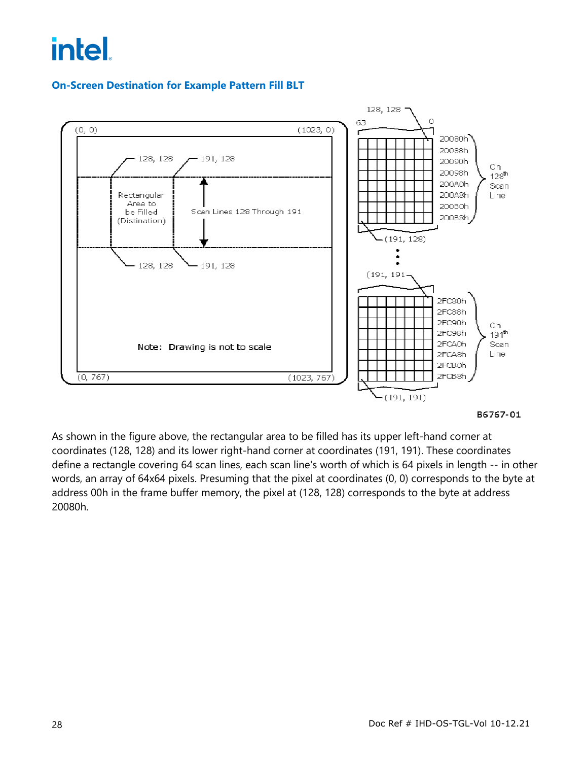## On-Screen Destination for Example Pattern Fill BLT

As shown in the figure above, the rectangular area to be filled has its upper left-hand corner at coordinates (128, 128) and its lower right-hand corner at coordinates (191, 191). These coordinates define a rectangle covering 64 scan lines, each scan line's worth of which is 64 pixels in length -- in other words, an array of 64x64 pixels. Presuming that the pixel at coordinates (0, 0) corresponds to the byte at address 00h in the frame buffer memory, the pixel at (128, 128) corresponds to the byte at address 20080h.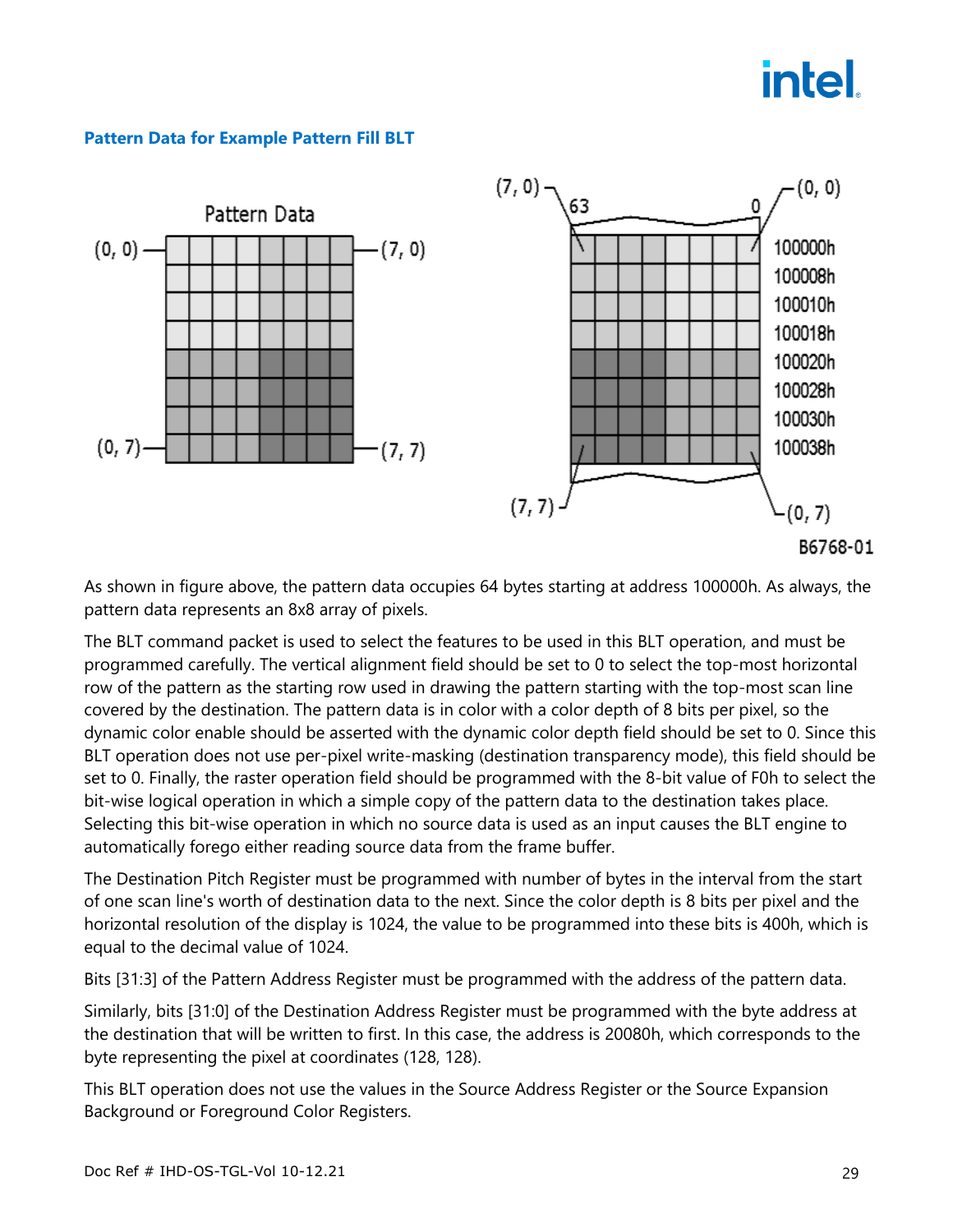### Pattern Data for Example Pattern Fill BLT

As shown in figure above, the pattern data occupies 64 bytes starting at address 100000h. As always, the pattern data represents an 8x8 array of pixels.

The BLT command packet is used to select the features to be used in this BLT operation, and must be programmed carefully. The vertical alignment field should be set to 0 to select the top-most horizontal row of the pattern as the starting row used in drawing the pattern starting with the top-most scan line covered by the destination. The pattern data is in color with a color depth of 8 bits per pixel, so the dynamic color enable should be asserted with the dynamic color depth field should be set to 0. Since this BLT operation does not use per-pixel write-masking (destination transparency mode), this field should be set to 0. Finally, the raster operation field should be programmed with the 8-bit value of F0h to select the bit-wise logical operation in which a simple copy of the pattern data to the destination takes place. Selecting this bit-wise operation in which no source data is used as an input causes the BLT engine to automatically forego either reading source data from the frame buffer.

The Destination Pitch Register must be programmed with number of bytes in the interval from the start of one scan line's worth of destination data to the next. Since the color depth is 8 bits per pixel and the horizontal resolution of the display is 1024, the value to be programmed into these bits is 400h, which is equal to the decimal value of 1024.

Bits [31:3] of the Pattern Address Register must be programmed with the address of the pattern data.

Similarly, bits [31:0] of the Destination Address Register must be programmed with the byte address at the destination that will be written to first. In this case, the address is 20080h, which corresponds to the byte representing the pixel at coordinates (128, 128).

This BLT operation does not use the values in the Source Address Register or the Source Expansion Background or Foreground Color Registers.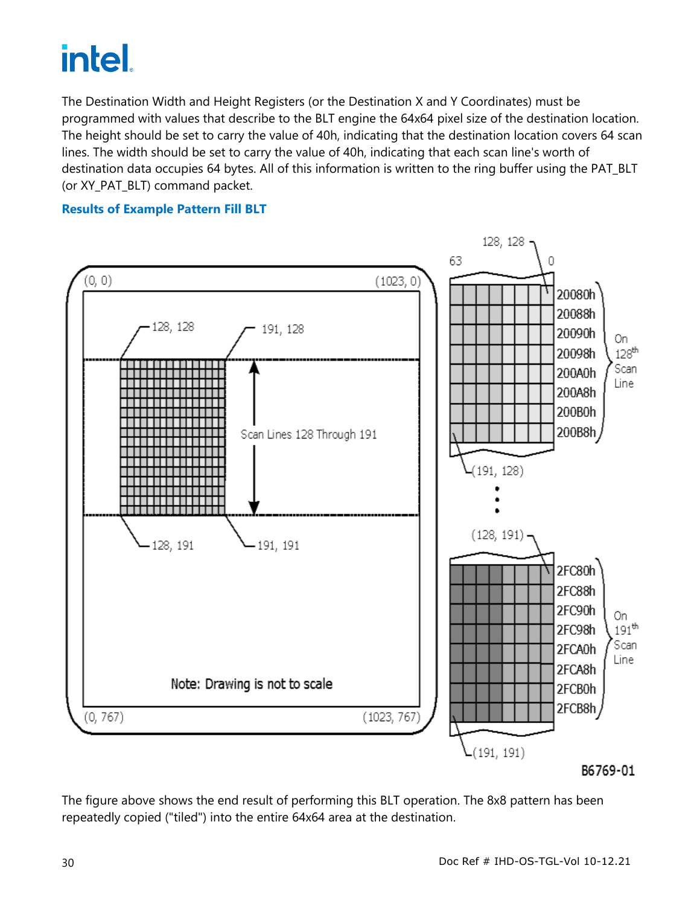The Destination Width and Height Registers (or the Destination X and Y Coordinates) must be programmed with values that describe to the BLT engine the 64x64 pixel size of the destination location. The height should be set to carry the value of 40h, indicating that the destination location covers 64 scan lines. The width should be set to carry the value of 40h, indicating that each scan line's worth of destination data occupies 64 bytes. All of this information is written to the ring buffer using the PAT_BLT (or XY_PAT_BLT) command packet.

### Results of Example Pattern Fill BLT

B6769-01

The figure above shows the end result of performing this BLT operation. The 8x8 pattern has been repeatedly copied ("tiled") into the entire 64x64 area at the destination.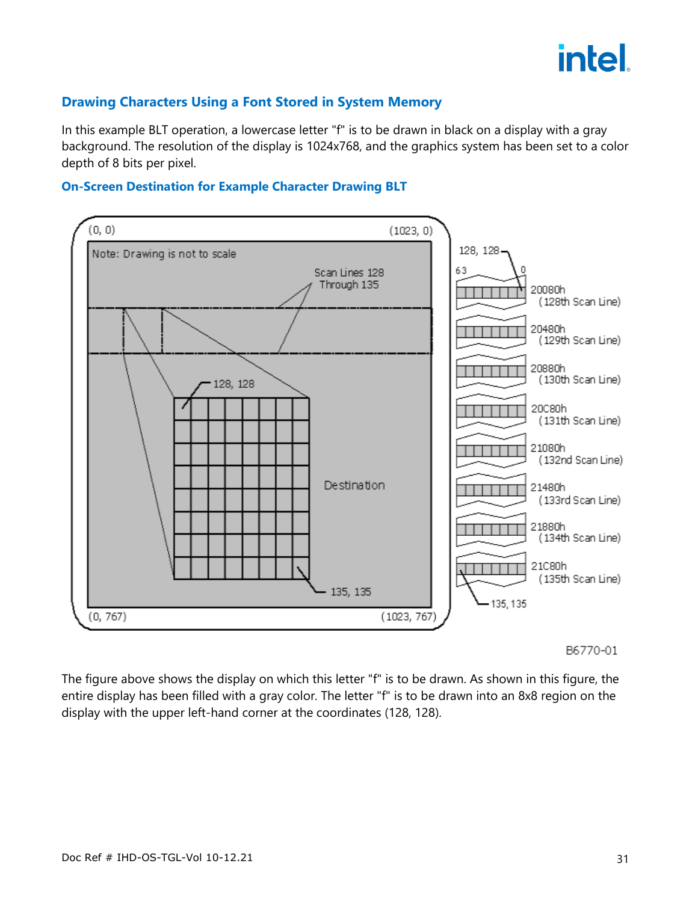## Drawing Characters Using a Font Stored in System Memory

In this example BLT operation, a lowercase letter "f" is to be drawn in black on a display with a gray background. The resolution of the display is 1024x768, and the graphics system has been set to a color depth of 8 bits per pixel.

### On-Screen Destination for Example Character Drawing BLT

The figure above shows the display on which this letter "f" is to be drawn. As shown in this figure, the entire display has been filled with a gray color. The letter "f" is to be drawn into an 8x8 region on the display with the upper left-hand corner at the coordinates (128, 128).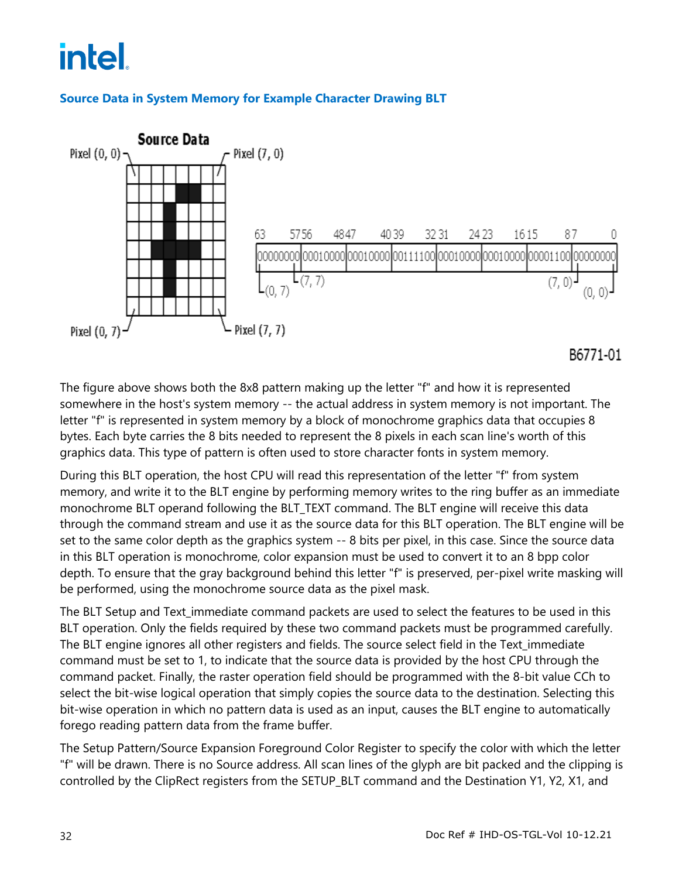### Source Data in System Memory for Example Character Drawing BLT

The figure above shows both the 8x8 pattern making up the letter "f" and how it is represented somewhere in the host's system memory -- the actual address in system memory is not important. The letter "f" is represented in system memory by a block of monochrome graphics data that occupies 8 bytes. Each byte carries the 8 bits needed to represent the 8 pixels in each scan line's worth of this graphics data. This type of pattern is often used to store character fonts in system memory.

During this BLT operation, the host CPU will read this representation of the letter "f" from system memory, and write it to the BLT engine by performing memory writes to the ring buffer as an immediate monochrome BLT operand following the BLT_TEXT command. The BLT engine will receive this data through the command stream and use it as the source data for this BLT operation. The BLT engine will be set to the same color depth as the graphics system -- 8 bits per pixel, in this case. Since the source data in this BLT operation is monochrome, color expansion must be used to convert it to an 8 bpp color depth. To ensure that the gray background behind this letter "f" is preserved, per-pixel write masking will be performed, using the monochrome source data as the pixel mask.

The BLT Setup and Text_immediate command packets are used to select the features to be used in this BLT operation. Only the fields required by these two command packets must be programmed carefully. The BLT engine ignores all other registers and fields. The source select field in the Text_immediate command must be set to 1, to indicate that the source data is provided by the host CPU through the command packet. Finally, the raster operation field should be programmed with the 8-bit value CCh to select the bit-wise logical operation that simply copies the source data to the destination. Selecting this bit-wise operation in which no pattern data is used as an input, causes the BLT engine to automatically forego reading pattern data from the frame buffer.

The Setup Pattern/Source Expansion Foreground Color Register to specify the color with which the letter "f" will be drawn. There is no Source address. All scan lines of the glyph are bit packed and the clipping is controlled by the ClipRect registers from the SETUP_BLT command and the Destination Y1, Y2, X1, and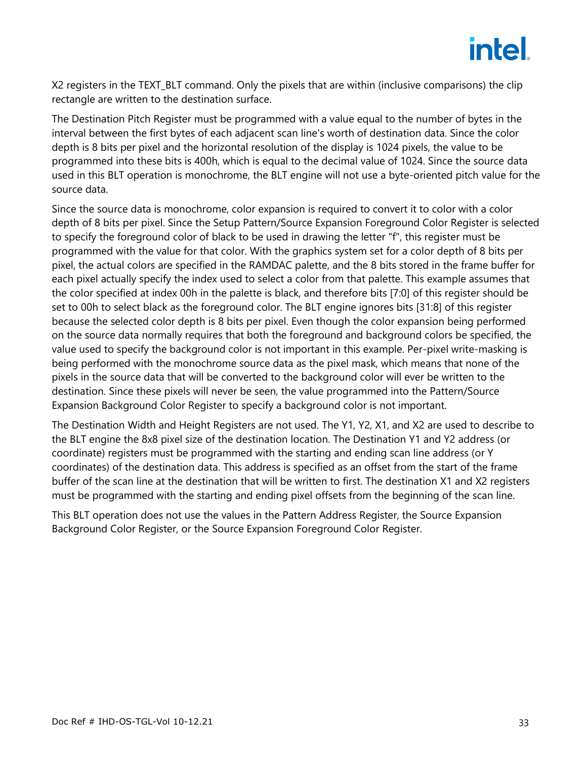X2 registers in the TEXT_BLT command. Only the pixels that are within (inclusive comparisons) the clip rectangle are written to the destination surface.

The Destination Pitch Register must be programmed with a value equal to the number of bytes in the interval between the first bytes of each adjacent scan line's worth of destination data. Since the color depth is 8 bits per pixel and the horizontal resolution of the display is 1024 pixels, the value to be programmed into these bits is 400h, which is equal to the decimal value of 1024. Since the source data used in this BLT operation is monochrome, the BLT engine will not use a byte-oriented pitch value for the source data.

Since the source data is monochrome, color expansion is required to convert it to color with a color depth of 8 bits per pixel. Since the Setup Pattern/Source Expansion Foreground Color Register is selected to specify the foreground color of black to be used in drawing the letter "f", this register must be programmed with the value for that color. With the graphics system set for a color depth of 8 bits per pixel, the actual colors are specified in the RAMDAC palette, and the 8 bits stored in the frame buffer for each pixel actually specify the index used to select a color from that palette. This example assumes that the color specified at index 00h in the palette is black, and therefore bits [7:0] of this register should be set to 00h to select black as the foreground color. The BLT engine ignores bits [31:8] of this register because the selected color depth is 8 bits per pixel. Even though the color expansion being performed on the source data normally requires that both the foreground and background colors be specified, the value used to specify the background color is not important in this example. Per-pixel write-masking is being performed with the monochrome source data as the pixel mask, which means that none of the pixels in the source data that will be converted to the background color will ever be written to the destination. Since these pixels will never be seen, the value programmed into the Pattern/Source Expansion Background Color Register to specify a background color is not important.

The Destination Width and Height Registers are not used. The Y1, Y2, X1, and X2 are used to describe to the BLT engine the 8x8 pixel size of the destination location. The Destination Y1 and Y2 address (or coordinate) registers must be programmed with the starting and ending scan line address (or Y coordinates) of the destination data. This address is specified as an offset from the start of the frame buffer of the scan line at the destination that will be written to first. The destination X1 and X2 registers must be programmed with the starting and ending pixel offsets from the beginning of the scan line.

This BLT operation does not use the values in the Pattern Address Register, the Source Expansion Background Color Register, or the Source Expansion Foreground Color Register.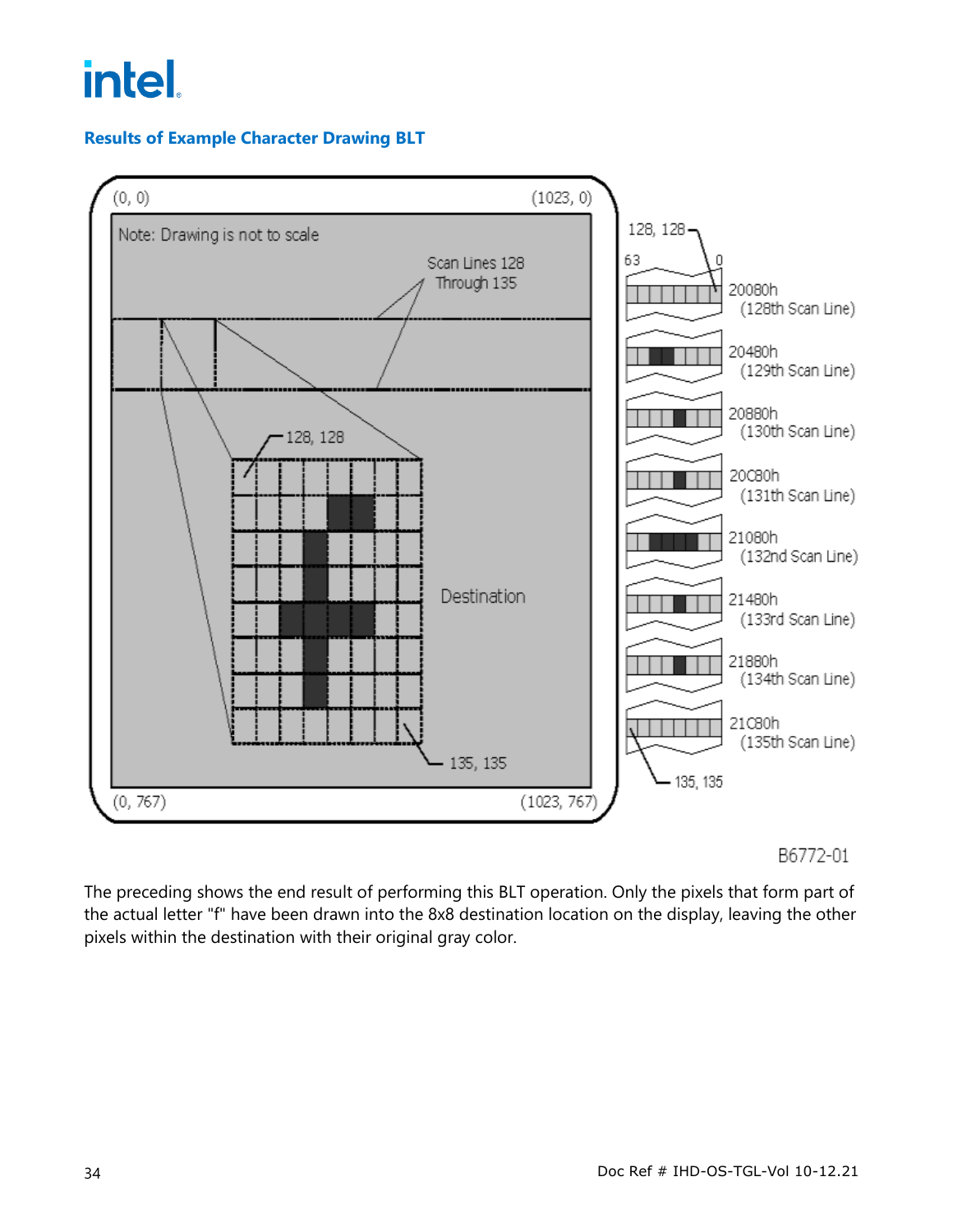### Results of Example Character Drawing BLT

B6772-01

The preceding shows the end result of performing this BLT operation. Only the pixels that form part of the actual letter "f" have been drawn into the 8x8 destination location on the display, leaving the other pixels within the destination with their original gray color.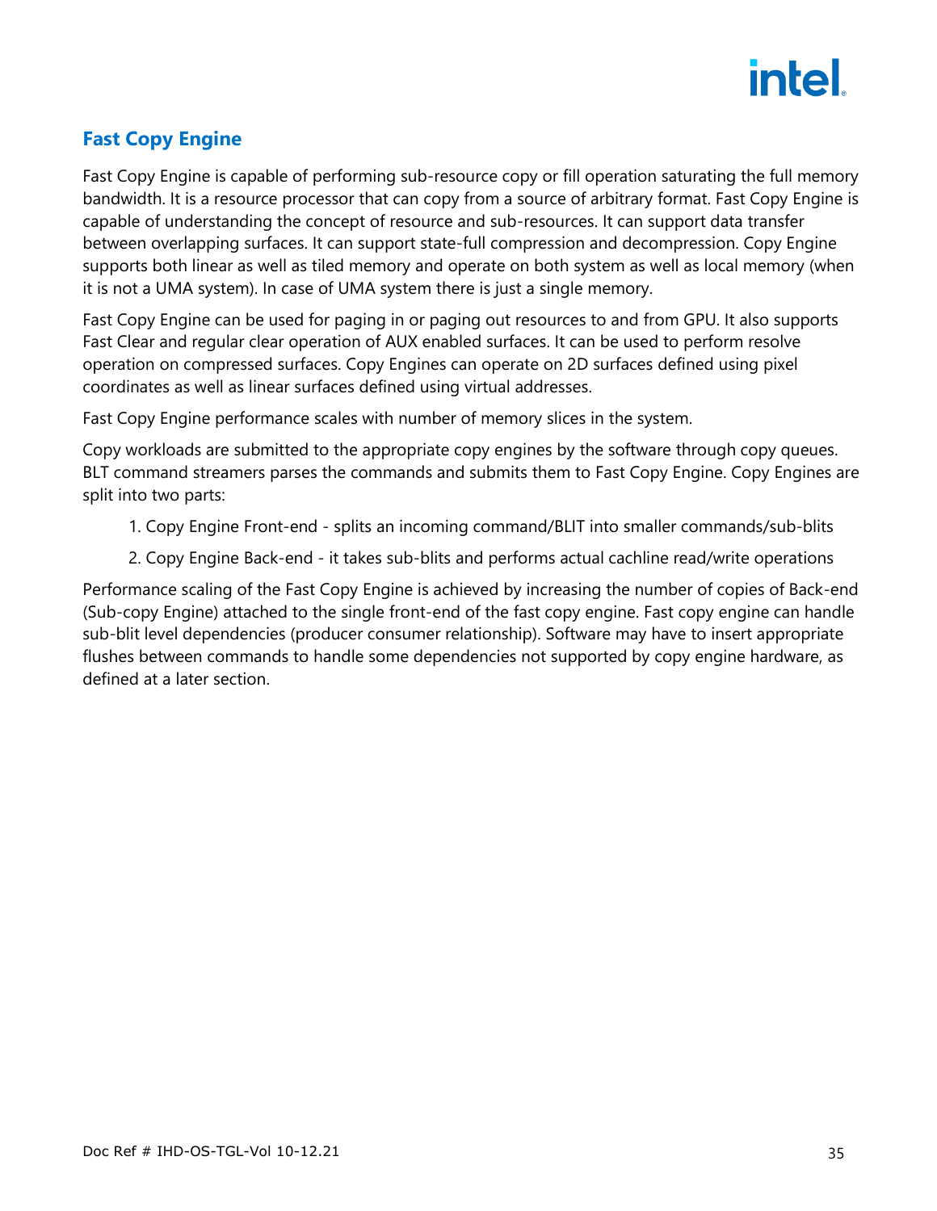## Fast Copy Engine

Fast Copy Engine is capable of performing sub-resource copy or fill operation saturating the full memory bandwidth. It is a resource processor that can copy from a source of arbitrary format. Fast Copy Engine is capable of understanding the concept of resource and sub-resources. It can support data transfer between overlapping surfaces. It can support state-full compression and decompression. Copy Engine supports both linear as well as tiled memory and operate on both system as well as local memory (when it is not a UMA system). In case of UMA system there is just a single memory.

Fast Copy Engine can be used for paging in or paging out resources to and from GPU. It also supports Fast Clear and regular clear operation of AUX enabled surfaces. It can be used to perform resolve operation on compressed surfaces. Copy Engines can operate on 2D surfaces defined using pixel coordinates as well as linear surfaces defined using virtual addresses.

Fast Copy Engine performance scales with number of memory slices in the system.

Copy workloads are submitted to the appropriate copy engines by the software through copy queues. BLT command streamers parses the commands and submits them to Fast Copy Engine. Copy Engines are split into two parts:

1. Copy Engine Front-end - splits an incoming command/BLIT into smaller commands/sub-blits
2. Copy Engine Back-end - it takes sub-blits and performs actual cachline read/write operations

Performance scaling of the Fast Copy Engine is achieved by increasing the number of copies of Back-end (Sub-copy Engine) attached to the single front-end of the fast copy engine. Fast copy engine can handle sub-blit level dependencies (producer consumer relationship). Software may have to insert appropriate flushes between commands to handle some dependencies not supported by copy engine hardware, as defined at a later section.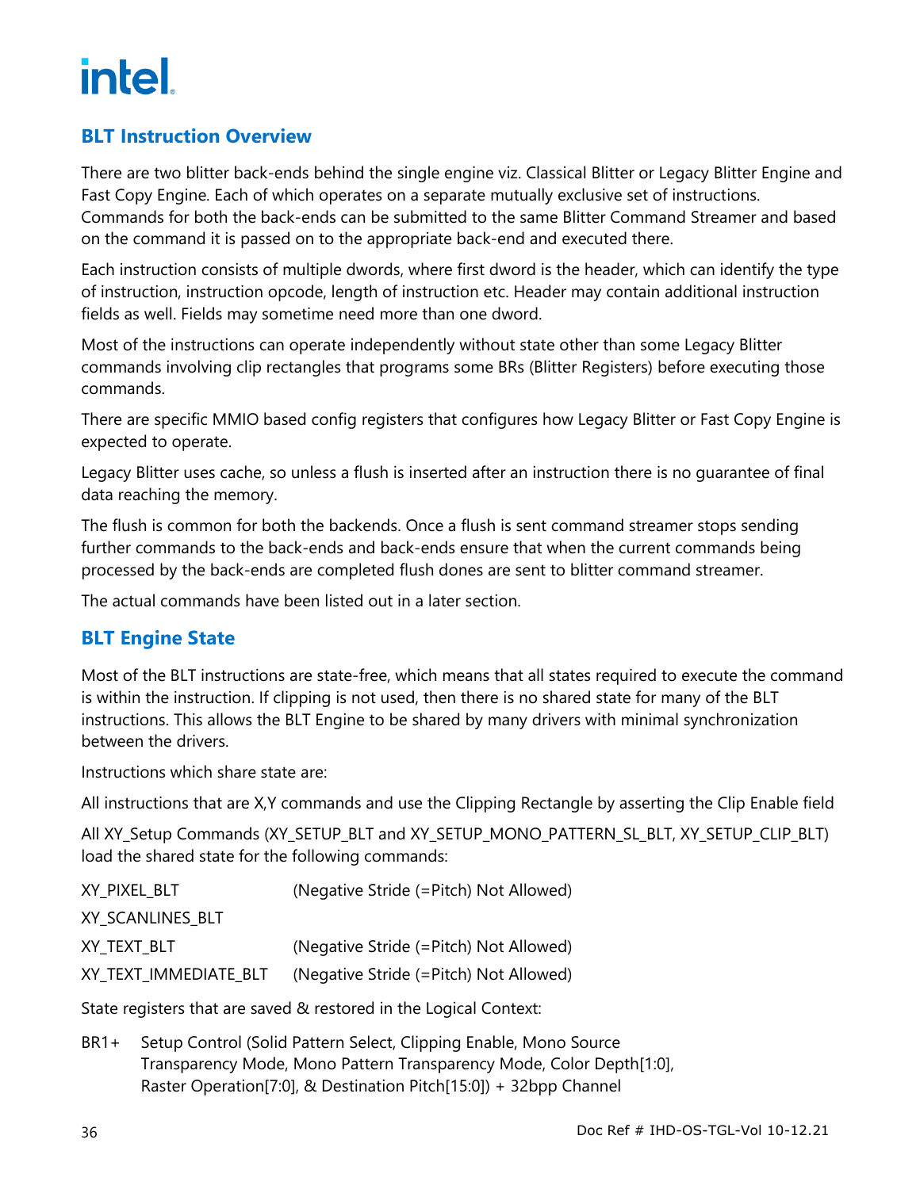## BLT Instruction Overview

There are two blitter back-ends behind the single engine viz. Classical Blitter or Legacy Blitter Engine and Fast Copy Engine. Each of which operates on a separate mutually exclusive set of instructions. Commands for both the back-ends can be submitted to the same Blitter Command Streamer and based on the command it is passed on to the appropriate back-end and executed there.

Each instruction consists of multiple dwords, where first dword is the header, which can identify the type of instruction, instruction opcode, length of instruction etc. Header may contain additional instruction fields as well. Fields may sometime need more than one dword.

Most of the instructions can operate independently without state other than some Legacy Blitter commands involving clip rectangles that programs some BRs (Blitter Registers) before executing those commands.

There are specific MMIO based config registers that configures how Legacy Blitter or Fast Copy Engine is expected to operate.

Legacy Blitter uses cache, so unless a flush is inserted after an instruction there is no guarantee of final data reaching the memory.

The flush is common for both the backends. Once a flush is sent command streamer stops sending further commands to the back-ends and back-ends ensure that when the current commands being processed by the back-ends are completed flush dones are sent to blitter command streamer.

The actual commands have been listed out in a later section.

## BLT Engine State

Most of the BLT instructions are state-free, which means that all states required to execute the command is within the instruction. If clipping is not used, then there is no shared state for many of the BLT instructions. This allows the BLT Engine to be shared by many drivers with minimal synchronization between the drivers.

Instructions which share state are:

All instructions that are X,Y commands and use the Clipping Rectangle by asserting the Clip Enable field

All XY_Setup Commands (XY_SETUP_BLT and XY_SETUP_MONO_PATTERN_SL_BLT, XY_SETUP_CLIP_BLT) load the shared state for the following commands:

| | |
|---|---|
| XY_PIXEL_BLT | (Negative Stride (=Pitch) Not Allowed) |
| XY_SCANLINES_BLT | |
| XY_TEXT_BLT | (Negative Stride (=Pitch) Not Allowed) |
| XY_TEXT_IMMEDIATE_BLT | (Negative Stride (=Pitch) Not Allowed) |

State registers that are saved & restored in the Logical Context:

BR1+ Setup Control (Solid Pattern Select, Clipping Enable, Mono Source Transparency Mode, Mono Pattern Transparency Mode, Color Depth[1:0], Raster Operation[7:0], & Destination Pitch[15:0]) + 32bpp Channel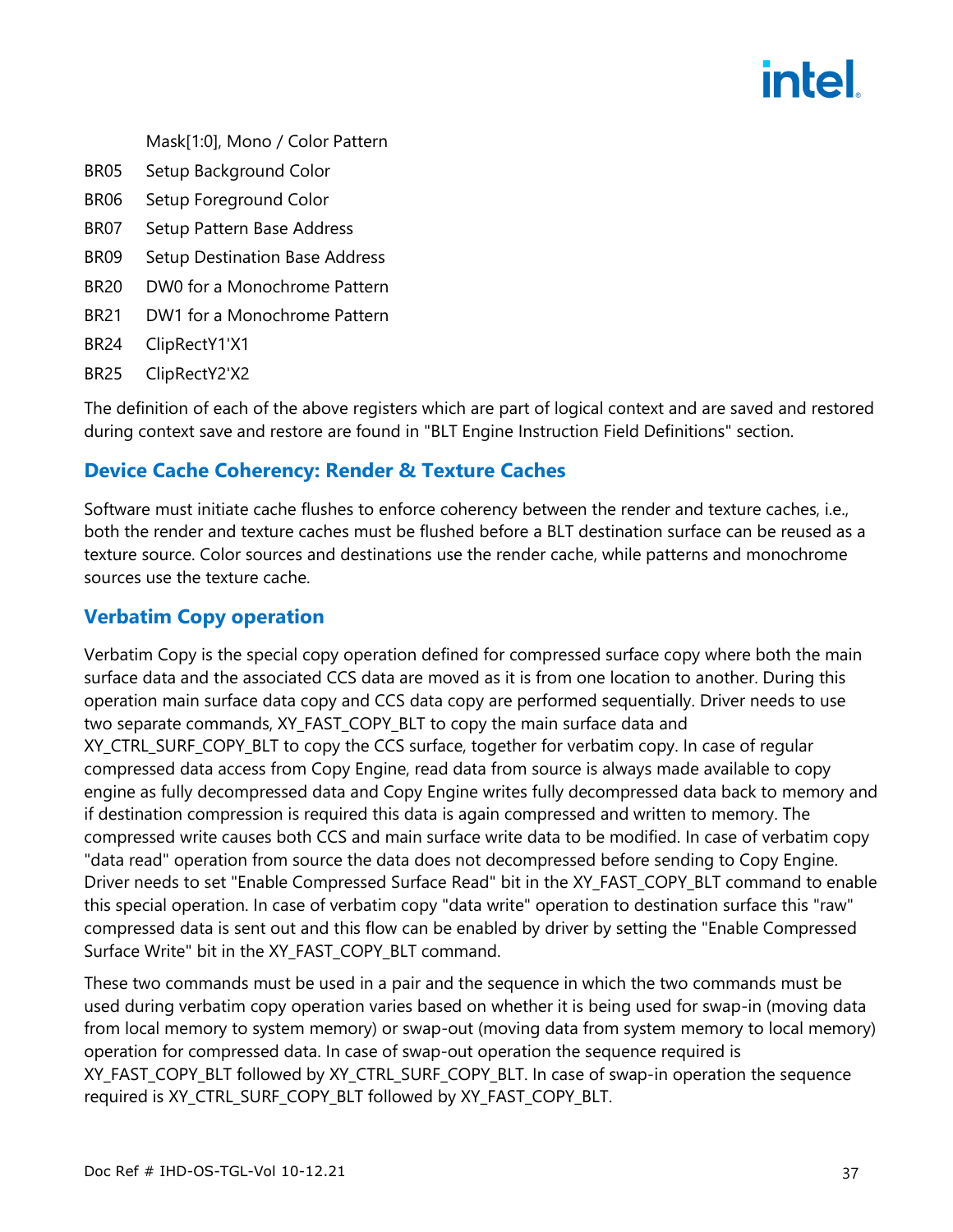| | Mask[1:0], Mono / Color Pattern |
|---|---|
| BR05 | Setup Background Color |
| BR06 | Setup Foreground Color |
| BR07 | Setup Pattern Base Address |
| BR09 | Setup Destination Base Address |
| BR20 | DW0 for a Monochrome Pattern |
| BR21 | DW1 for a Monochrome Pattern |
| BR24 | ClipRectY1'X1 |
| BR25 | ClipRectY2'X2 |

The definition of each of the above registers which are part of logical context and are saved and restored during context save and restore are found in "BLT Engine Instruction Field Definitions" section.

## Device Cache Coherency: Render & Texture Caches

Software must initiate cache flushes to enforce coherency between the render and texture caches, i.e., both the render and texture caches must be flushed before a BLT destination surface can be reused as a texture source. Color sources and destinations use the render cache, while patterns and monochrome sources use the texture cache.

## Verbatim Copy operation

Verbatim Copy is the special copy operation defined for compressed surface copy where both the main surface data and the associated CCS data are moved as it is from one location to another. During this operation main surface data copy and CCS data copy are performed sequentially. Driver needs to use two separate commands, XY_FAST_COPY_BLT to copy the main surface data and XY_CTRL_SURF_COPY_BLT to copy the CCS surface, together for verbatim copy. In case of regular compressed data access from Copy Engine, read data from source is always made available to copy engine as fully decompressed data and Copy Engine writes fully decompressed data back to memory and if destination compression is required this data is again compressed and written to memory. The compressed write causes both CCS and main surface write data to be modified. In case of verbatim copy "data read" operation from source the data does not decompressed before sending to Copy Engine. Driver needs to set "Enable Compressed Surface Read" bit in the XY_FAST_COPY_BLT command to enable this special operation. In case of verbatim copy "data write" operation to destination surface this "raw" compressed data is sent out and this flow can be enabled by driver by setting the "Enable Compressed Surface Write" bit in the XY_FAST_COPY_BLT command.

These two commands must be used in a pair and the sequence in which the two commands must be used during verbatim copy operation varies based on whether it is being used for swap-in (moving data from local memory to system memory) or swap-out (moving data from system memory to local memory) operation for compressed data. In case of swap-out operation the sequence required is XY_FAST_COPY_BLT followed by XY_CTRL_SURF_COPY_BLT. In case of swap-in operation the sequence required is XY_CTRL_SURF_COPY_BLT followed by XY_FAST_COPY_BLT.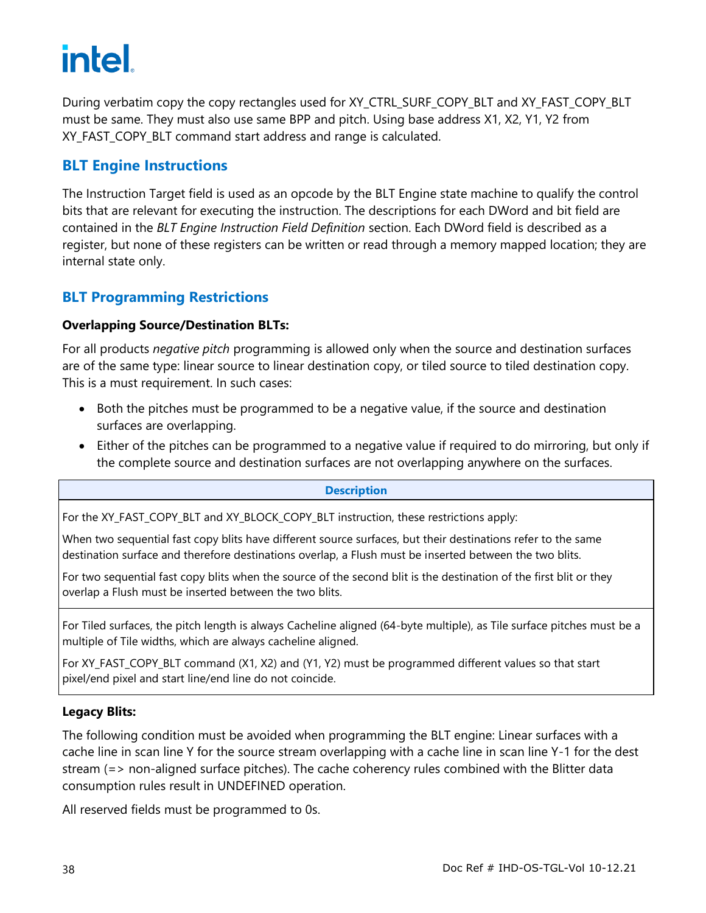During verbatim copy the copy rectangles used for XY_CTRL_SURF_COPY_BLT and XY_FAST_COPY_BLT must be same. They must also use same BPP and pitch. Using base address X1, X2, Y1, Y2 from XY_FAST_COPY_BLT command start address and range is calculated.

## BLT Engine Instructions

The Instruction Target field is used as an opcode by the BLT Engine state machine to qualify the control bits that are relevant for executing the instruction. The descriptions for each DWord and bit field are contained in the *BLT Engine Instruction Field Definition* section. Each DWord field is described as a register, but none of these registers can be written or read through a memory mapped location; they are internal state only.

## BLT Programming Restrictions

**Overlapping Source/Destination BLTs:**

For all products *negative pitch* programming is allowed only when the source and destination surfaces are of the same type: linear source to linear destination copy, or tiled source to tiled destination copy. This is a must requirement. In such cases:

- Both the pitches must be programmed to be a negative value, if the source and destination surfaces are overlapping.
- Either of the pitches can be programmed to a negative value if required to do mirroring, but only if the complete source and destination surfaces are not overlapping anywhere on the surfaces.

| Description |
|---|
| For the XY_FAST_COPY_BLT and XY_BLOCK_COPY_BLT instruction, these restrictions apply:<br><br>When two sequential fast copy blits have different source surfaces, but their destinations refer to the same destination surface and therefore destinations overlap, a Flush must be inserted between the two blits.<br><br>For two sequential fast copy blits when the source of the second blit is the destination of the first blit or they overlap a Flush must be inserted between the two blits. |
| For Tiled surfaces, the pitch length is always Cacheline aligned (64-byte multiple), as Tile surface pitches must be a multiple of Tile widths, which are always cacheline aligned.<br><br>For XY_FAST_COPY_BLT command (X1, X2) and (Y1, Y2) must be programmed different values so that start pixel/end pixel and start line/end line do not coincide. |

**Legacy Blits:**

The following condition must be avoided when programming the BLT engine: Linear surfaces with a cache line in scan line Y for the source stream overlapping with a cache line in scan line Y-1 for the dest stream (=> non-aligned surface pitches). The cache coherency rules combined with the Blitter data consumption rules result in UNDEFINED operation.

All reserved fields must be programmed to 0s.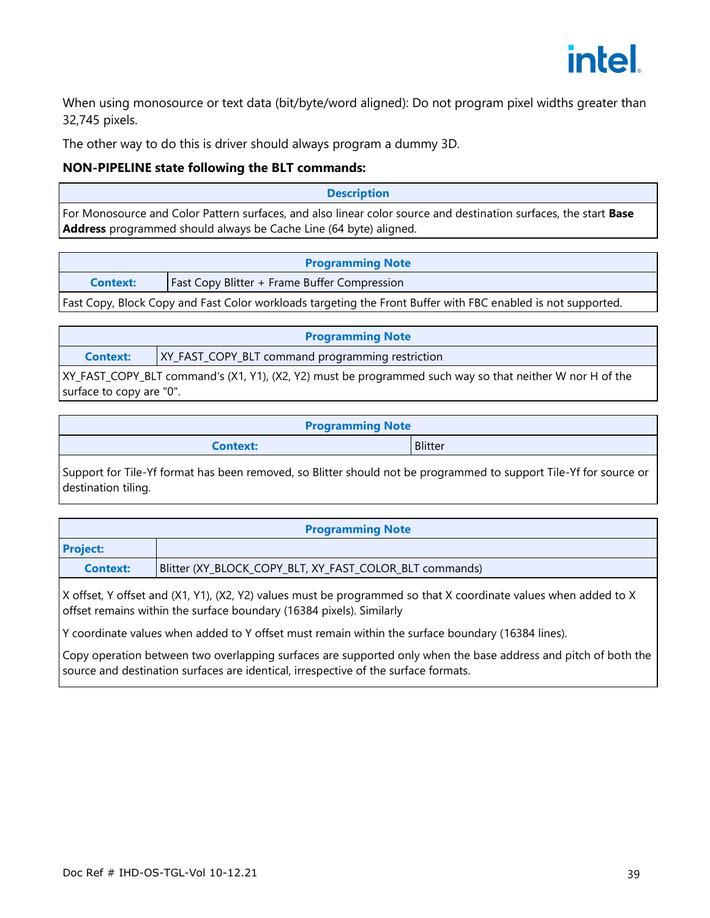When using monosource or text data (bit/byte/word aligned): Do not program pixel widths greater than 32,745 pixels.

The other way to do this is driver should always program a dummy 3D.

**NON-PIPELINE state following the BLT commands:**

| Description |
|---|
| For Monosource and Color Pattern surfaces, and also linear color source and destination surfaces, the start **Base Address** programmed should always be Cache Line (64 byte) aligned. |

| Programming Note | |
|---|---|
| **Context:** | Fast Copy Blitter + Frame Buffer Compression |
| Fast Copy, Block Copy and Fast Color workloads targeting the Front Buffer with FBC enabled is not supported. | |

| Programming Note | |
|---|---|
| **Context:** | XY_FAST_COPY_BLT command programming restriction |
| XY_FAST_COPY_BLT command's (X1, Y1), (X2, Y2) must be programmed such way so that neither W nor H of the surface to copy are "0". | |

| Programming Note | |
|---|---|
| **Context:** | Blitter |
| Support for Tile-Yf format has been removed, so Blitter should not be programmed to support Tile-Yf for source or destination tiling. | |

| Programming Note | |
|---|---|
| **Project:** | |
| **Context:** | Blitter (XY_BLOCK_COPY_BLT, XY_FAST_COLOR_BLT commands) |
| X offset, Y offset and (X1, Y1), (X2, Y2) values must be programmed so that X coordinate values when added to X offset remains within the surface boundary (16384 pixels). Similarly<br><br>Y coordinate values when added to Y offset must remain within the surface boundary (16384 lines).<br><br>Copy operation between two overlapping surfaces are supported only when the base address and pitch of both the source and destination surfaces are identical, irrespective of the surface formats. | |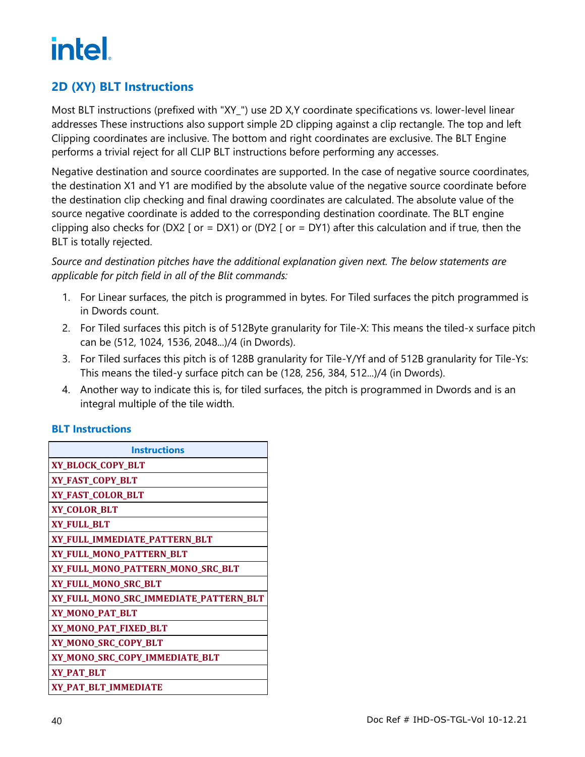## 2D (XY) BLT Instructions

Most BLT instructions (prefixed with "XY_") use 2D X,Y coordinate specifications vs. lower-level linear addresses These instructions also support simple 2D clipping against a clip rectangle. The top and left Clipping coordinates are inclusive. The bottom and right coordinates are exclusive. The BLT Engine performs a trivial reject for all CLIP BLT instructions before performing any accesses.

Negative destination and source coordinates are supported. In the case of negative source coordinates, the destination X1 and Y1 are modified by the absolute value of the negative source coordinate before the destination clip checking and final drawing coordinates are calculated. The absolute value of the source negative coordinate is added to the corresponding destination coordinate. The BLT engine clipping also checks for (DX2 [ or = DX1) or (DY2 [ or = DY1) after this calculation and if true, then the BLT is totally rejected.

*Source and destination pitches have the additional explanation given next. The below statements are applicable for pitch field in all of the Blit commands:*

1. For Linear surfaces, the pitch is programmed in bytes. For Tiled surfaces the pitch programmed is in Dwords count.
2. For Tiled surfaces this pitch is of 512Byte granularity for Tile-X: This means the tiled-x surface pitch can be (512, 1024, 1536, 2048...)/4 (in Dwords).
3. For Tiled surfaces this pitch is of 128B granularity for Tile-Y/Yf and of 512B granularity for Tile-Ys: This means the tiled-y surface pitch can be (128, 256, 384, 512...)/4 (in Dwords).
4. Another way to indicate this is, for tiled surfaces, the pitch is programmed in Dwords and is an integral multiple of the tile width.

### BLT Instructions

| Instructions |
|---|
| XY_BLOCK_COPY_BLT |
| XY_FAST_COPY_BLT |
| XY_FAST_COLOR_BLT |
| XY_COLOR_BLT |
| XY_FULL_BLT |
| XY_FULL_IMMEDIATE_PATTERN_BLT |
| XY_FULL_MONO_PATTERN_BLT |
| XY_FULL_MONO_PATTERN_MONO_SRC_BLT |
| XY_FULL_MONO_SRC_BLT |
| XY_FULL_MONO_SRC_IMMEDIATE_PATTERN_BLT |
| XY_MONO_PAT_BLT |
| XY_MONO_PAT_FIXED_BLT |
| XY_MONO_SRC_COPY_BLT |
| XY_MONO_SRC_COPY_IMMEDIATE_BLT |
| XY_PAT_BLT |
| XY_PAT_BLT_IMMEDIATE |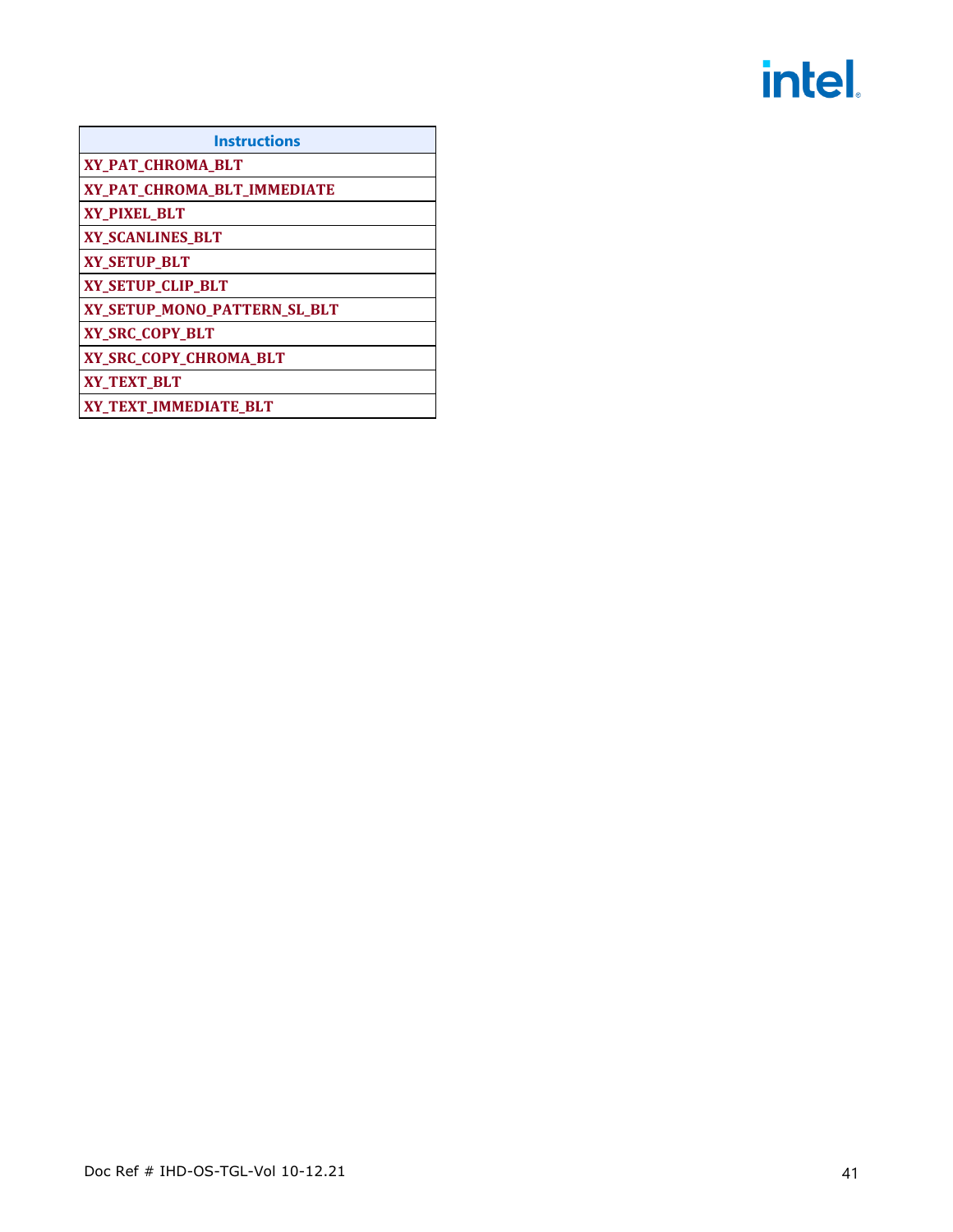| Instructions |
| --- |
| XY_PAT_CHROMA_BLT |
| XY_PAT_CHROMA_BLT_IMMEDIATE |
| XY_PIXEL_BLT |
| XY_SCANLINES_BLT |
| XY_SETUP_BLT |
| XY_SETUP_CLIP_BLT |
| XY_SETUP_MONO_PATTERN_SL_BLT |
| XY_SRC_COPY_BLT |
| XY_SRC_COPY_CHROMA_BLT |
| XY_TEXT_BLT |
| XY_TEXT_IMMEDIATE_BLT |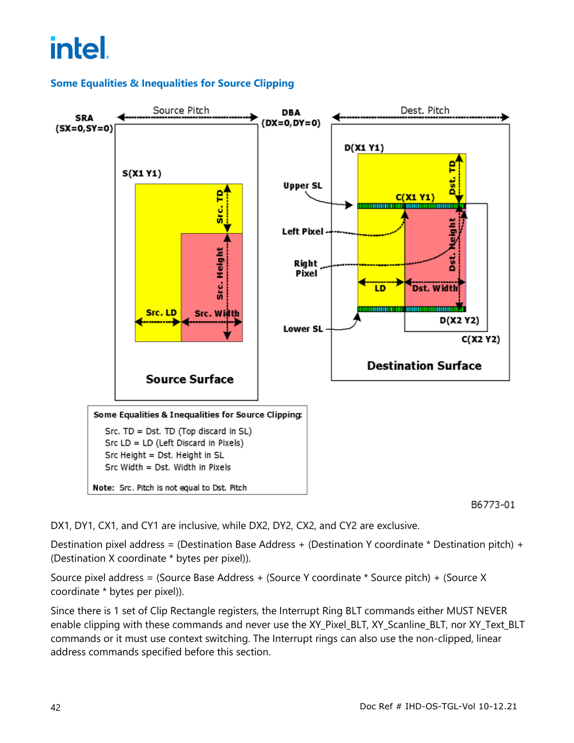## Some Equalities & Inequalities for Source Clipping

Some Equalities & Inequalities for Source Clipping:

Src. TD = Dst. TD (Top discard in SL)
Src LD = LD (Left Discard in Pixels)
Src Height = Dst. Height in SL
Src Width = Dst. Width in Pixels

**Note:** Src. Pitch is not equal to Dst. Pitch

B6773-01

DX1, DY1, CX1, and CY1 are inclusive, while DX2, DY2, CX2, and CY2 are exclusive.

Destination pixel address = (Destination Base Address + (Destination Y coordinate * Destination pitch) + (Destination X coordinate * bytes per pixel)).

Source pixel address = (Source Base Address + (Source Y coordinate * Source pitch) + (Source X coordinate * bytes per pixel)).

Since there is 1 set of Clip Rectangle registers, the Interrupt Ring BLT commands either MUST NEVER enable clipping with these commands and never use the XY_Pixel_BLT, XY_Scanline_BLT, nor XY_Text_BLT commands or it must use context switching. The Interrupt rings can also use the non-clipped, linear address commands specified before this section.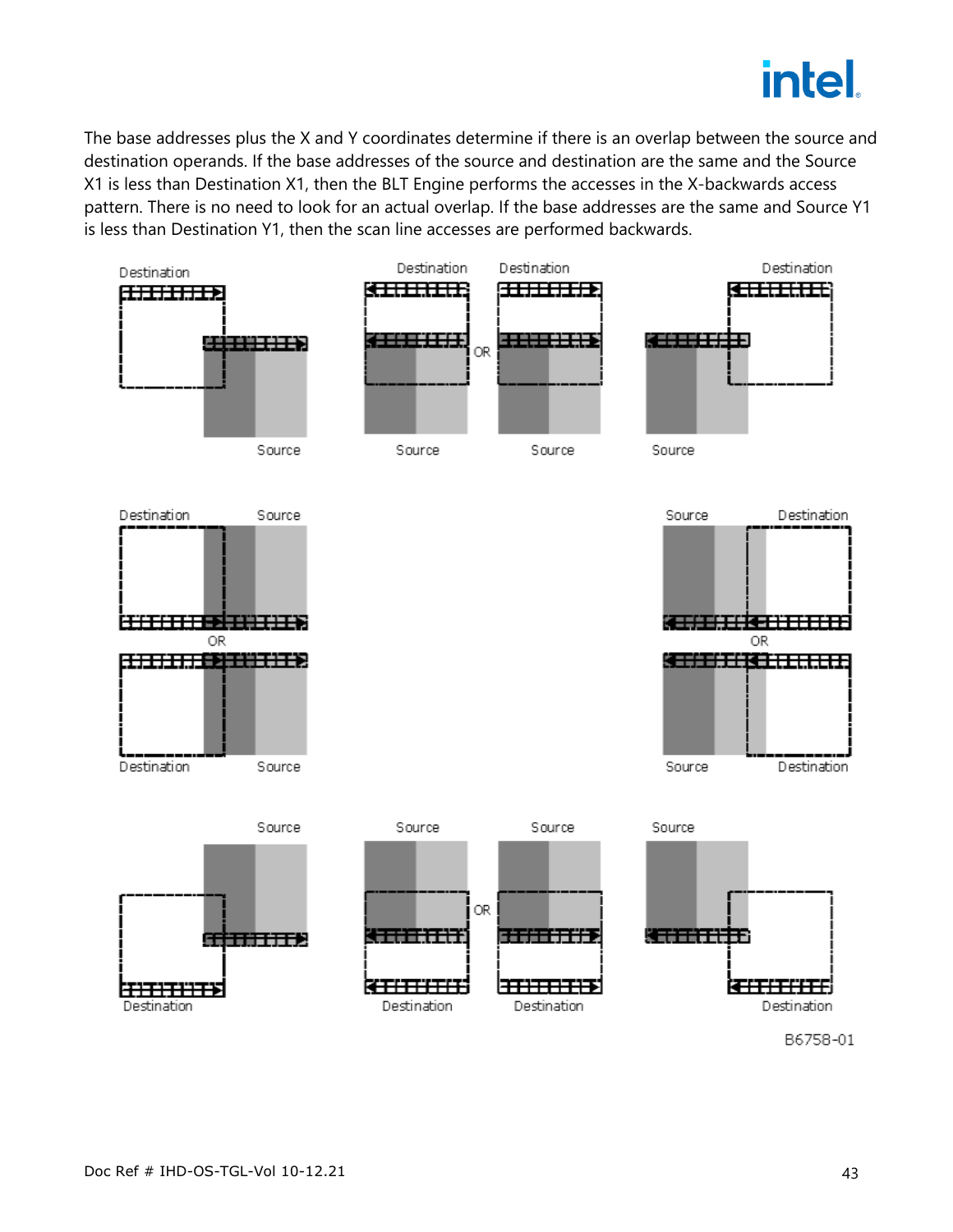The base addresses plus the X and Y coordinates determine if there is an overlap between the source and destination operands. If the base addresses of the source and destination are the same and the Source X1 is less than Destination X1, then the BLT Engine performs the accesses in the X-backwards access pattern. There is no need to look for an actual overlap. If the base addresses are the same and Source Y1 is less than Destination Y1, then the scan line accesses are performed backwards.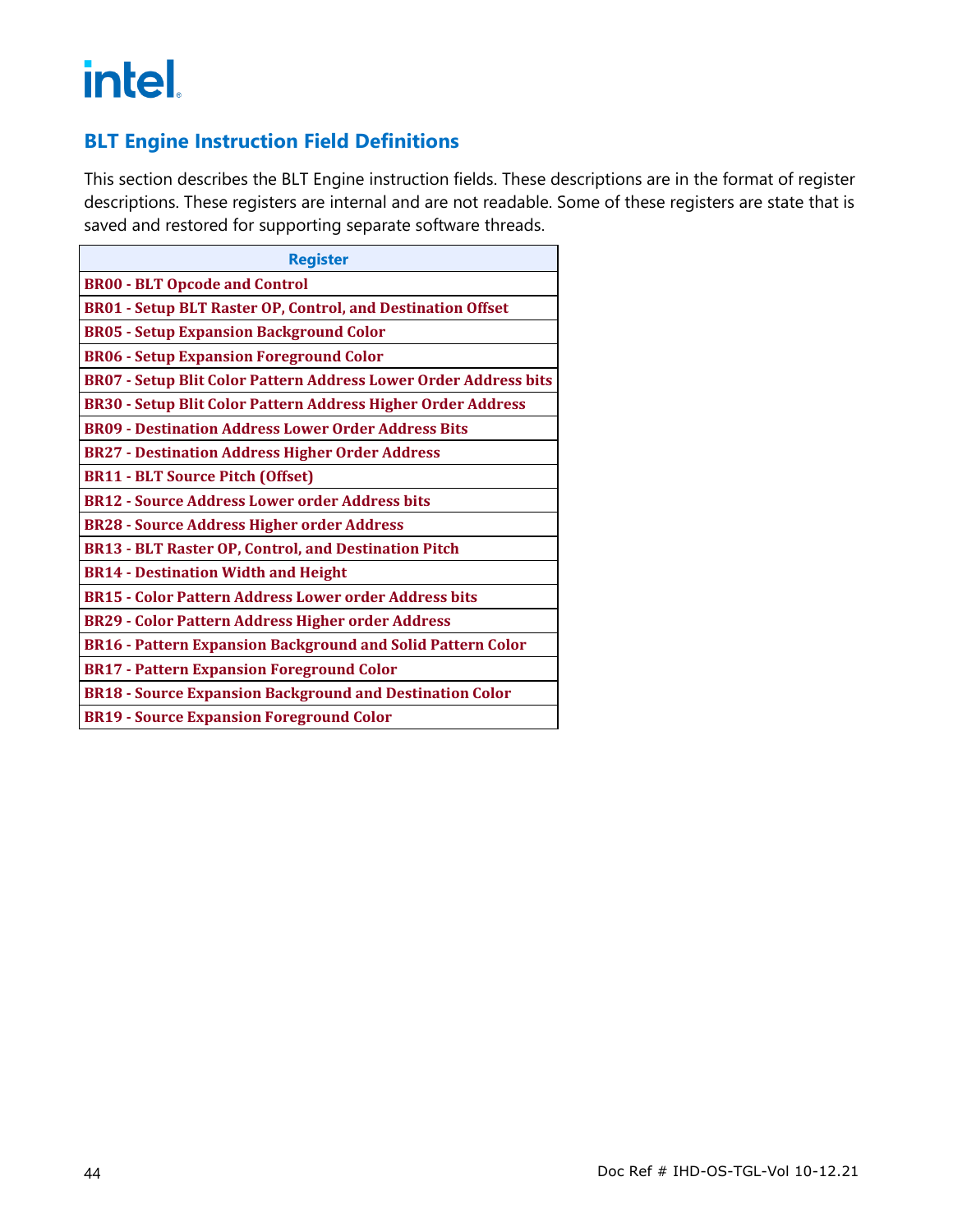## BLT Engine Instruction Field Definitions

This section describes the BLT Engine instruction fields. These descriptions are in the format of register descriptions. These registers are internal and are not readable. Some of these registers are state that is saved and restored for supporting separate software threads.

| Register |
|---|
| BR00 - BLT Opcode and Control |
| BR01 - Setup BLT Raster OP, Control, and Destination Offset |
| BR05 - Setup Expansion Background Color |
| BR06 - Setup Expansion Foreground Color |
| BR07 - Setup Blit Color Pattern Address Lower Order Address bits |
| BR30 - Setup Blit Color Pattern Address Higher Order Address |
| BR09 - Destination Address Lower Order Address Bits |
| BR27 - Destination Address Higher Order Address |
| BR11 - BLT Source Pitch (Offset) |
| BR12 - Source Address Lower order Address bits |
| BR28 - Source Address Higher order Address |
| BR13 - BLT Raster OP, Control, and Destination Pitch |
| BR14 - Destination Width and Height |
| BR15 - Color Pattern Address Lower order Address bits |
| BR29 - Color Pattern Address Higher order Address |
| BR16 - Pattern Expansion Background and Solid Pattern Color |
| BR17 - Pattern Expansion Foreground Color |
| BR18 - Source Expansion Background and Destination Color |
| BR19 - Source Expansion Foreground Color |